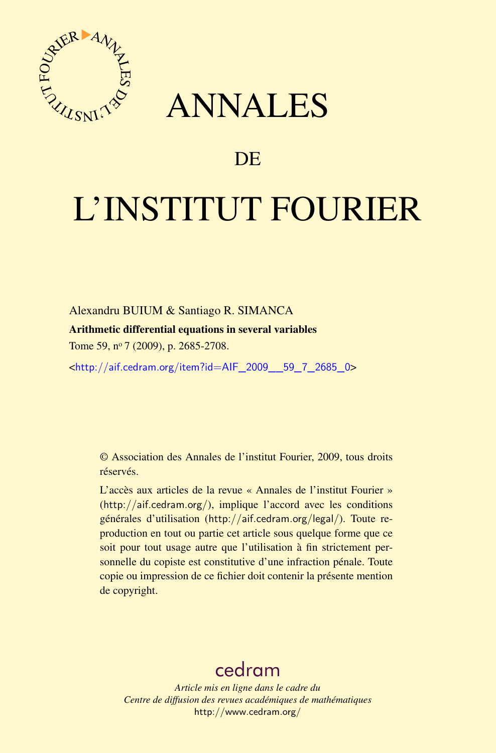# ANNALES

## DE

# L'INSTITUT FOURIER

Alexandru BUIUM & Santiago R. SIMANCA

**Arithmetic differential equations in several variables**

Tome 59, nº 7 (2009), p. 2685-2708.

<http://aif.cedram.org/item?id=AIF_2009__59_7_2685_0>

© Association des Annales de l'institut Fourier, 2009, tous droits réservés.

L'accès aux articles de la revue « Annales de l'institut Fourier » (http://aif.cedram.org/), implique l'accord avec les conditions générales d'utilisation (http://aif.cedram.org/legal/). Toute reproduction en tout ou partie cet article sous quelque forme que ce soit pour tout usage autre que l'utilisation à fin strictement personnelle du copiste est constitutive d'une infraction pénale. Toute copie ou impression de ce fichier doit contenir la présente mention de copyright.

cedram

*Article mis en ligne dans le cadre du*
*Centre de diffusion des revues académiques de mathématiques*
http://www.cedram.org/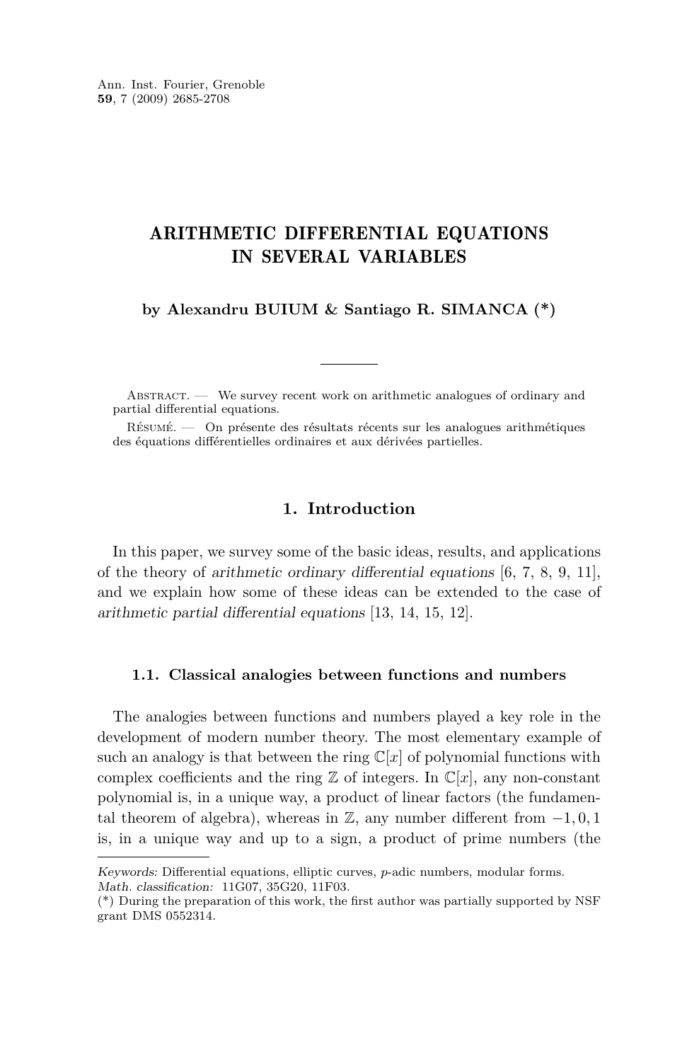# ARITHMETIC DIFFERENTIAL EQUATIONS IN SEVERAL VARIABLES

**by Alexandru BUIUM & Santiago R. SIMANCA (\*)**

Abstract. — We survey recent work on arithmetic analogues of ordinary and partial differential equations.

Résumé. — On présente des résultats récents sur les analogues arithmétiques des équations différentielles ordinaires et aux dérivées partielles.

## 1. Introduction

In this paper, we survey some of the basic ideas, results, and applications of the theory of *arithmetic ordinary differential equations* [6, 7, 8, 9, 11], and we explain how some of these ideas can be extended to the case of *arithmetic partial differential equations* [13, 14, 15, 12].

### 1.1. Classical analogies between functions and numbers

The analogies between functions and numbers played a key role in the development of modern number theory. The most elementary example of such an analogy is that between the ring $\mathbb{C}[x]$ of polynomial functions with complex coefficients and the ring $\mathbb{Z}$ of integers. In $\mathbb{C}[x]$, any non-constant polynomial is, in a unique way, a product of linear factors (the fundamental theorem of algebra), whereas in $\mathbb{Z}$, any number different from $-1, 0, 1$ is, in a unique way and up to a sign, a product of prime numbers (the

---

*Keywords:* Differential equations, elliptic curves, $p$-adic numbers, modular forms.
*Math. classification:* 11G07, 35G20, 11F03.
(\*) During the preparation of this work, the first author was partially supported by NSF grant DMS 0552314.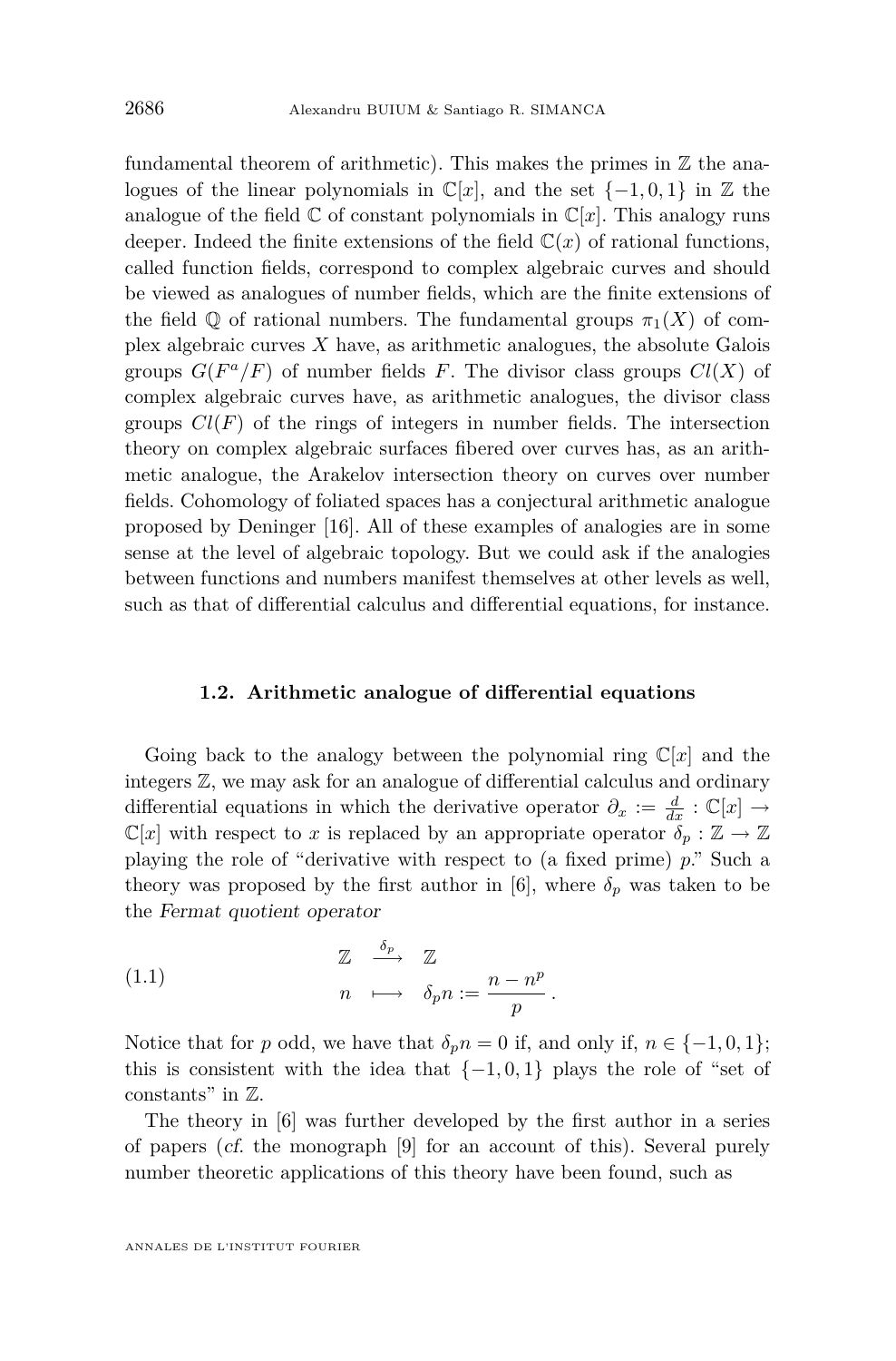fundamental theorem of arithmetic). This makes the primes in $\mathbb{Z}$ the analogues of the linear polynomials in $\mathbb{C}[x]$, and the set $\{-1,0,1\}$ in $\mathbb{Z}$ the analogue of the field $\mathbb{C}$ of constant polynomials in $\mathbb{C}[x]$. This analogy runs deeper. Indeed the finite extensions of the field $\mathbb{C}(x)$ of rational functions, called function fields, correspond to complex algebraic curves and should be viewed as analogues of number fields, which are the finite extensions of the field $\mathbb{Q}$ of rational numbers. The fundamental groups $\pi_1(X)$ of complex algebraic curves $X$ have, as arithmetic analogues, the absolute Galois groups $G(F^a/F)$ of number fields $F$. The divisor class groups $Cl(X)$ of complex algebraic curves have, as arithmetic analogues, the divisor class groups $Cl(F)$ of the rings of integers in number fields. The intersection theory on complex algebraic surfaces fibered over curves has, as an arithmetic analogue, the Arakelov intersection theory on curves over number fields. Cohomology of foliated spaces has a conjectural arithmetic analogue proposed by Deninger [16]. All of these examples of analogies are in some sense at the level of algebraic topology. But we could ask if the analogies between functions and numbers manifest themselves at other levels as well, such as that of differential calculus and differential equations, for instance.

### 1.2. Arithmetic analogue of differential equations

Going back to the analogy between the polynomial ring $\mathbb{C}[x]$ and the integers $\mathbb{Z}$, we may ask for an analogue of differential calculus and ordinary differential equations in which the derivative operator $\partial_x := \frac{d}{dx} : \mathbb{C}[x] \to \mathbb{C}[x]$ with respect to $x$ is replaced by an appropriate operator $\delta_p : \mathbb{Z} \to \mathbb{Z}$ playing the role of "derivative with respect to (a fixed prime) $p$." Such a theory was proposed by the first author in [6], where $\delta_p$ was taken to be the *Fermat quotient operator*

$$
\begin{array}{ccc}
\mathbb{Z} & \xrightarrow{\delta_p} & \mathbb{Z} \\
n & \longmapsto & \delta_p n := \dfrac{n - n^p}{p}\,.
\end{array}
\tag{1.1}
$$

Notice that for $p$ odd, we have that $\delta_p n = 0$ if, and only if, $n \in \{-1,0,1\}$; this is consistent with the idea that $\{-1,0,1\}$ plays the role of "set of constants" in $\mathbb{Z}$.

The theory in [6] was further developed by the first author in a series of papers (*cf.* the monograph [9] for an account of this). Several purely number theoretic applications of this theory have been found, such as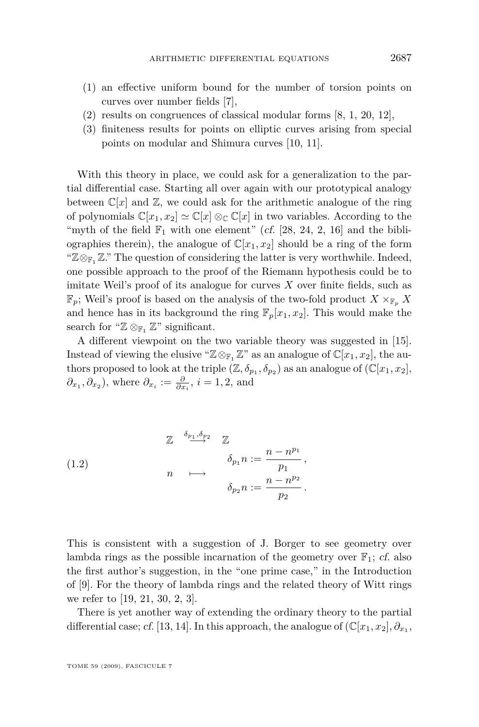(1) an effective uniform bound for the number of torsion points on curves over number fields [7],
(2) results on congruences of classical modular forms [8, 1, 20, 12],
(3) finiteness results for points on elliptic curves arising from special points on modular and Shimura curves [10, 11].

With this theory in place, we could ask for a generalization to the partial differential case. Starting all over again with our prototypical analogy between $\mathbb{C}[x]$ and $\mathbb{Z}$, we could ask for the arithmetic analogue of the ring of polynomials $\mathbb{C}[x_1, x_2] \simeq \mathbb{C}[x] \otimes_{\mathbb{C}} \mathbb{C}[x]$ in two variables. According to the "myth of the field $\mathbb{F}_1$ with one element" (*cf.* [28, 24, 2, 16] and the bibliographies therein), the analogue of $\mathbb{C}[x_1, x_2]$ should be a ring of the form "$\mathbb{Z} \otimes_{\mathbb{F}_1} \mathbb{Z}$." The question of considering the latter is very worthwhile. Indeed, one possible approach to the proof of the Riemann hypothesis could be to imitate Weil's proof of its analogue for curves $X$ over finite fields, such as $\mathbb{F}_p$; Weil's proof is based on the analysis of the two-fold product $X \times_{\mathbb{F}_p} X$ and hence has in its background the ring $\mathbb{F}_p[x_1, x_2]$. This would make the search for "$\mathbb{Z} \otimes_{\mathbb{F}_1} \mathbb{Z}$" significant.

A different viewpoint on the two variable theory was suggested in [15]. Instead of viewing the elusive "$\mathbb{Z} \otimes_{\mathbb{F}_1} \mathbb{Z}$" as an analogue of $\mathbb{C}[x_1, x_2]$, the authors proposed to look at the triple $(\mathbb{Z}, \delta_{p_1}, \delta_{p_2})$ as an analogue of $(\mathbb{C}[x_1, x_2], \partial_{x_1}, \partial_{x_2})$, where $\partial_{x_i} := \frac{\partial}{\partial x_i}$, $i = 1, 2$, and

$$
\begin{array}{ccc}
\mathbb{Z} & \stackrel{\delta_{p_1}, \delta_{p_2}}{\longrightarrow} & \mathbb{Z} \\
n & \longmapsto & \begin{array}{c} \delta_{p_1} n := \dfrac{n - n^{p_1}}{p_1}\,, \\ \delta_{p_2} n := \dfrac{n - n^{p_2}}{p_2}\,. \end{array}
\end{array}
\tag{1.2}
$$

This is consistent with a suggestion of J. Borger to see geometry over lambda rings as the possible incarnation of the geometry over $\mathbb{F}_1$; *cf.* also the first author's suggestion, in the "one prime case," in the Introduction of [9]. For the theory of lambda rings and the related theory of Witt rings we refer to [19, 21, 30, 2, 3].

There is yet another way of extending the ordinary theory to the partial differential case; *cf.* [13, 14]. In this approach, the analogue of $(\mathbb{C}[x_1, x_2], \partial_{x_1},$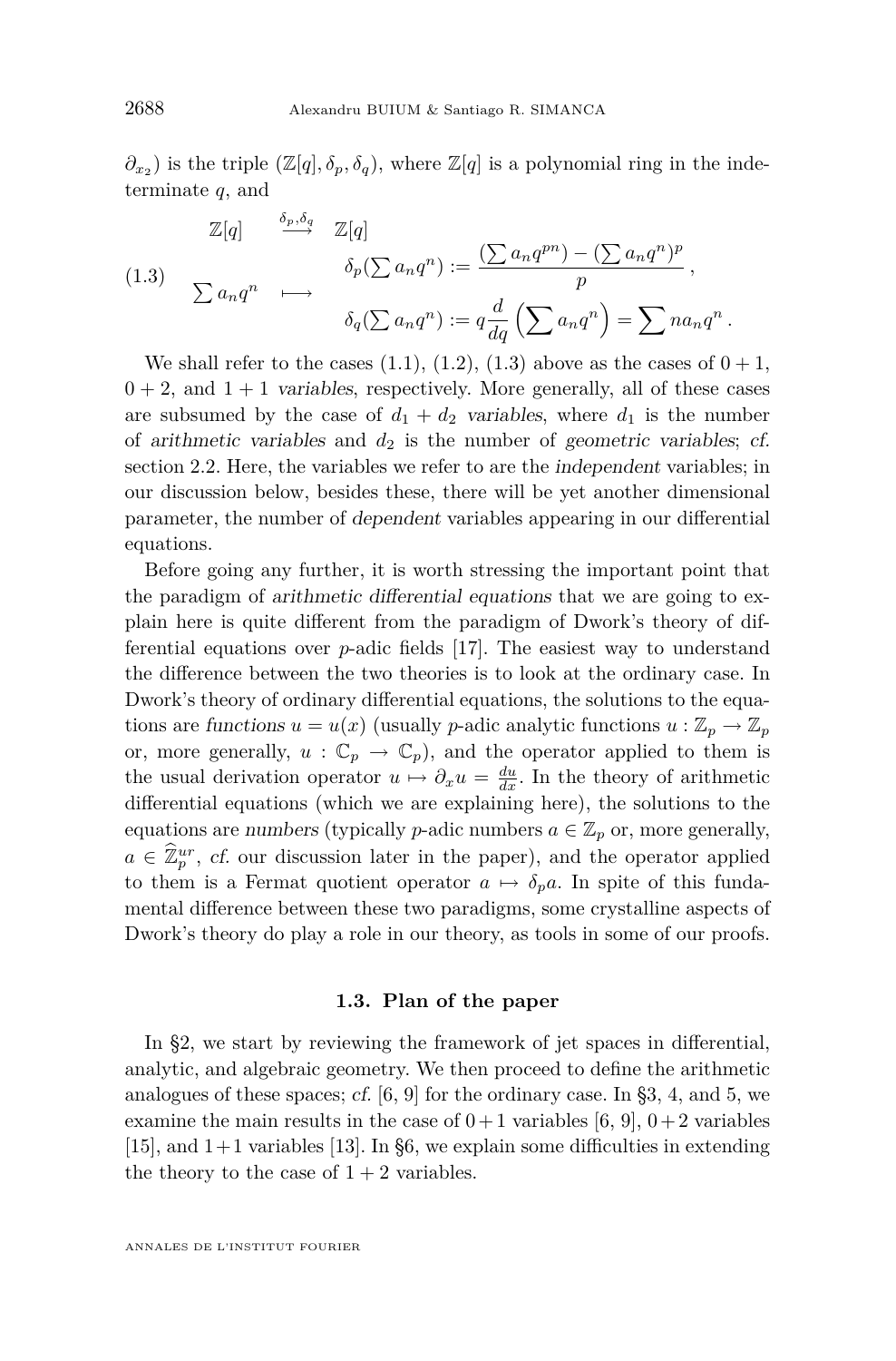$\partial_{x_2}$) is the triple $(\mathbb{Z}[q], \delta_p, \delta_q)$, where $\mathbb{Z}[q]$ is a polynomial ring in the indeterminate $q$, and

$$
\begin{array}{ccc}
\mathbb{Z}[q] & \stackrel{\delta_p,\delta_q}{\longrightarrow} & \mathbb{Z}[q] \\
\sum a_n q^n & \longmapsto & \begin{array}{l} \delta_p(\sum a_n q^n) := \dfrac{(\sum a_n q^{pn}) - (\sum a_n q^n)^p}{p}\,, \\ \delta_q(\sum a_n q^n) := q\dfrac{d}{dq}\left(\sum a_n q^n\right) = \sum n a_n q^n\,. \end{array}
\end{array}
\tag{1.3}
$$

We shall refer to the cases (1.1), (1.2), (1.3) above as the cases of $0+1$, $0+2$, and $1+1$ *variables*, respectively. More generally, all of these cases are subsumed by the case of $d_1 + d_2$ *variables*, where $d_1$ is the number of *arithmetic variables* and $d_2$ is the number of *geometric variables*; *cf.* section 2.2. Here, the variables we refer to are the *independent* variables; in our discussion below, besides these, there will be yet another dimensional parameter, the number of *dependent* variables appearing in our differential equations.

Before going any further, it is worth stressing the important point that the paradigm of *arithmetic differential equations* that we are going to explain here is quite different from the paradigm of Dwork's theory of differential equations over $p$-adic fields [17]. The easiest way to understand the difference between the two theories is to look at the ordinary case. In Dwork's theory of ordinary differential equations, the solutions to the equations are *functions* $u = u(x)$ (usually $p$-adic analytic functions $u : \mathbb{Z}_p \to \mathbb{Z}_p$ or, more generally, $u : \mathbb{C}_p \to \mathbb{C}_p$), and the operator applied to them is the usual derivation operator $u \mapsto \partial_x u = \frac{du}{dx}$. In the theory of arithmetic differential equations (which we are explaining here), the solutions to the equations are *numbers* (typically $p$-adic numbers $a \in \mathbb{Z}_p$ or, more generally, $a \in \widehat{\mathbb{Z}}_p^{ur}$, *cf.* our discussion later in the paper), and the operator applied to them is a Fermat quotient operator $a \mapsto \delta_p a$. In spite of this fundamental difference between these two paradigms, some crystalline aspects of Dwork's theory do play a role in our theory, as tools in some of our proofs.

### 1.3. Plan of the paper

In §2, we start by reviewing the framework of jet spaces in differential, analytic, and algebraic geometry. We then proceed to define the arithmetic analogues of these spaces; *cf.* [6, 9] for the ordinary case. In §3, 4, and 5, we examine the main results in the case of $0+1$ variables [6, 9], $0+2$ variables [15], and $1+1$ variables [13]. In §6, we explain some difficulties in extending the theory to the case of $1+2$ variables.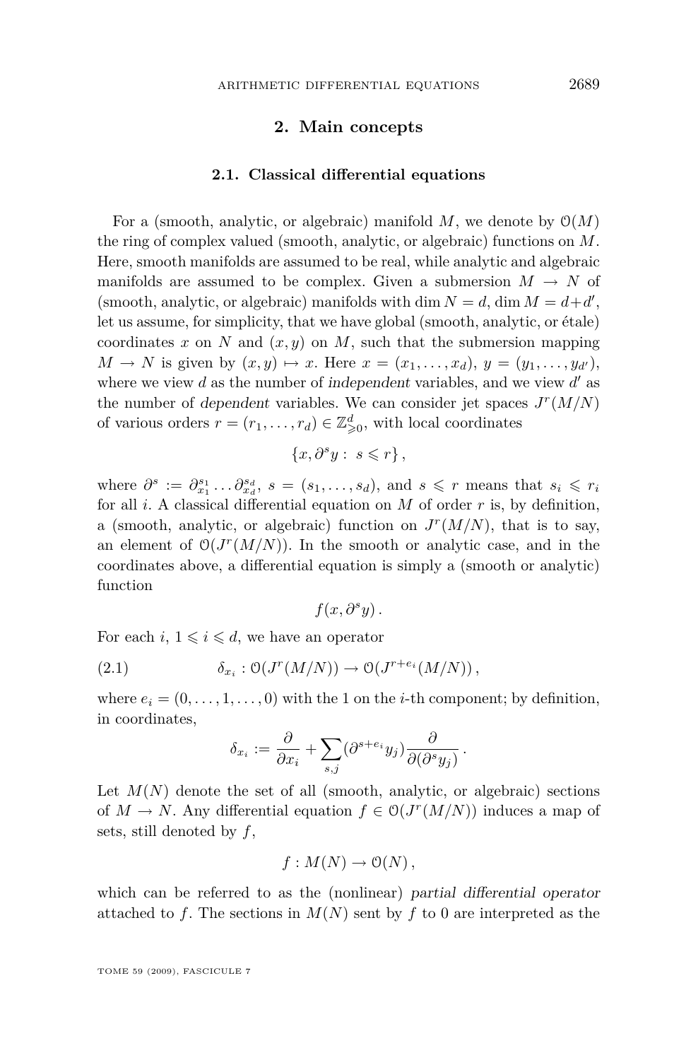## 2. Main concepts

### 2.1. Classical differential equations

For a (smooth, analytic, or algebraic) manifold $M$, we denote by $\mathcal{O}(M)$ the ring of complex valued (smooth, analytic, or algebraic) functions on $M$. Here, smooth manifolds are assumed to be real, while analytic and algebraic manifolds are assumed to be complex. Given a submersion $M \to N$ of (smooth, analytic, or algebraic) manifolds with $\dim N = d$, $\dim M = d + d'$, let us assume, for simplicity, that we have global (smooth, analytic, or étale) coordinates $x$ on $N$ and $(x, y)$ on $M$, such that the submersion mapping $M \to N$ is given by $(x, y) \mapsto x$. Here $x = (x_1, \ldots, x_d)$, $y = (y_1, \ldots, y_{d'})$, where we view $d$ as the number of *independent* variables, and we view $d'$ as the number of *dependent* variables. We can consider jet spaces $J^r(M/N)$ of various orders $r = (r_1, \ldots, r_d) \in \mathbb{Z}^d_{\geqslant 0}$, with local coordinates

$$\{x, \partial^s y : \ s \leqslant r\},$$

where $\partial^s := \partial^{s_1}_{x_1} \ldots \partial^{s_d}_{x_d}$, $s = (s_1, \ldots, s_d)$, and $s \leqslant r$ means that $s_i \leqslant r_i$ for all $i$. A classical differential equation on $M$ of order $r$ is, by definition, a (smooth, analytic, or algebraic) function on $J^r(M/N)$, that is to say, an element of $\mathcal{O}(J^r(M/N))$. In the smooth or analytic case, and in the coordinates above, a differential equation is simply a (smooth or analytic) function

$$f(x, \partial^s y).$$

For each $i$, $1 \leqslant i \leqslant d$, we have an operator

$$\delta_{x_i} : \mathcal{O}(J^r(M/N)) \to \mathcal{O}(J^{r+e_i}(M/N)), \tag{2.1}$$

where $e_i = (0, \ldots, 1, \ldots, 0)$ with the 1 on the $i$-th component; by definition, in coordinates,

$$\delta_{x_i} := \frac{\partial}{\partial x_i} + \sum_{s,j} (\partial^{s+e_i} y_j) \frac{\partial}{\partial(\partial^s y_j)}.$$

Let $M(N)$ denote the set of all (smooth, analytic, or algebraic) sections of $M \to N$. Any differential equation $f \in \mathcal{O}(J^r(M/N))$ induces a map of sets, still denoted by $f$,

$$f : M(N) \to \mathcal{O}(N),$$

which can be referred to as the (nonlinear) *partial differential operator* attached to $f$. The sections in $M(N)$ sent by $f$ to 0 are interpreted as the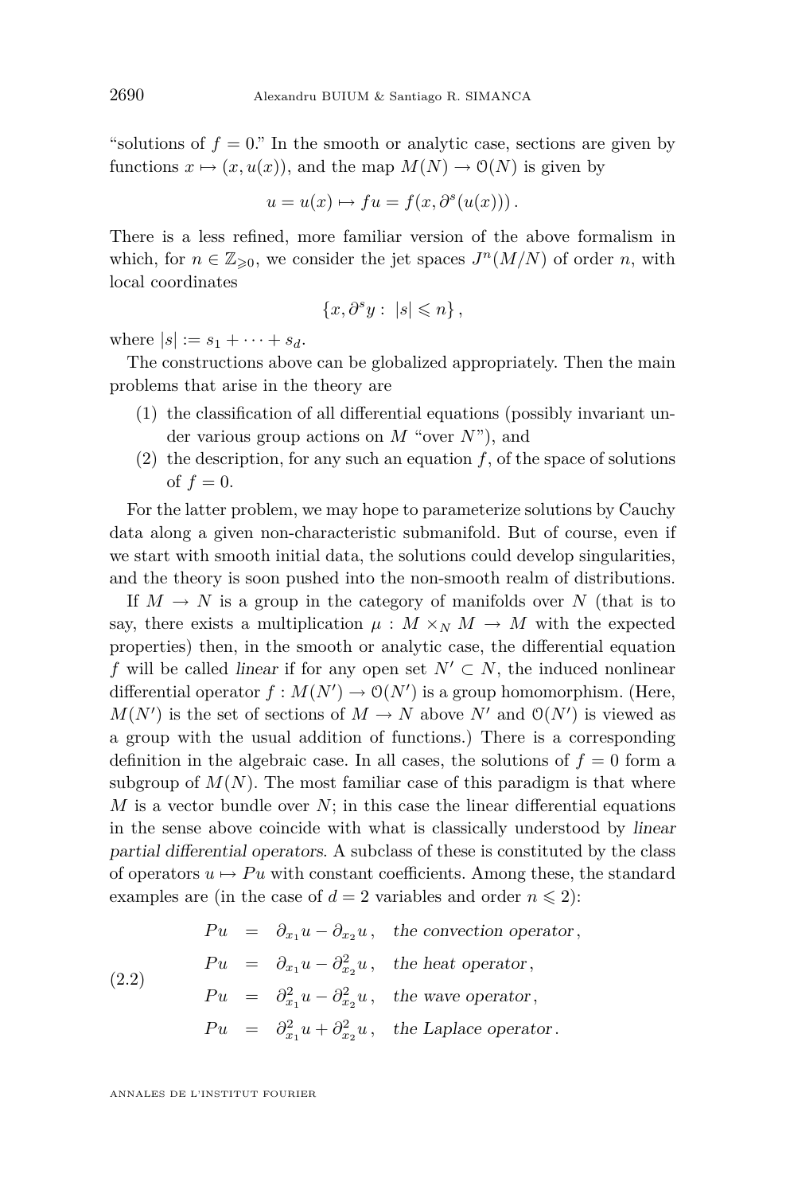"solutions of $f = 0$." In the smooth or analytic case, sections are given by functions $x \mapsto (x, u(x))$, and the map $M(N) \to \mathcal{O}(N)$ is given by

$$u = u(x) \mapsto fu = f(x, \partial^s(u(x)))\,.$$

There is a less refined, more familiar version of the above formalism in which, for $n \in \mathbb{Z}_{\geqslant 0}$, we consider the jet spaces $J^n(M/N)$ of order $n$, with local coordinates

$$\{x, \partial^s y : \ |s| \leqslant n\}\,,$$

where $|s| := s_1 + \cdots + s_d$.

The constructions above can be globalized appropriately. Then the main problems that arise in the theory are

(1) the classification of all differential equations (possibly invariant under various group actions on $M$ "over $N$"), and
(2) the description, for any such an equation $f$, of the space of solutions of $f = 0$.

For the latter problem, we may hope to parameterize solutions by Cauchy data along a given non-characteristic submanifold. But of course, even if we start with smooth initial data, the solutions could develop singularities, and the theory is soon pushed into the non-smooth realm of distributions.

If $M \to N$ is a group in the category of manifolds over $N$ (that is to say, there exists a multiplication $\mu : M \times_N M \to M$ with the expected properties) then, in the smooth or analytic case, the differential equation $f$ will be called *linear* if for any open set $N' \subset N$, the induced nonlinear differential operator $f : M(N') \to \mathcal{O}(N')$ is a group homomorphism. (Here, $M(N')$ is the set of sections of $M \to N$ above $N'$ and $\mathcal{O}(N')$ is viewed as a group with the usual addition of functions.) There is a corresponding definition in the algebraic case. In all cases, the solutions of $f = 0$ form a subgroup of $M(N)$. The most familiar case of this paradigm is that where $M$ is a vector bundle over $N$; in this case the linear differential equations in the sense above coincide with what is classically understood by *linear partial differential operators*. A subclass of these is constituted by the class of operators $u \mapsto Pu$ with constant coefficients. Among these, the standard examples are (in the case of $d = 2$ variables and order $n \leqslant 2$):

$$\begin{array}{lcll} Pu & = & \partial_{x_1} u - \partial_{x_2} u\,, & \text{the convection operator}\,, \\ Pu & = & \partial_{x_1} u - \partial^2_{x_2} u\,, & \text{the heat operator}\,, \\ Pu & = & \partial^2_{x_1} u - \partial^2_{x_2} u\,, & \text{the wave operator}\,, \\ Pu & = & \partial^2_{x_1} u + \partial^2_{x_2} u\,, & \text{the Laplace operator}\,. \end{array} \tag{2.2}$$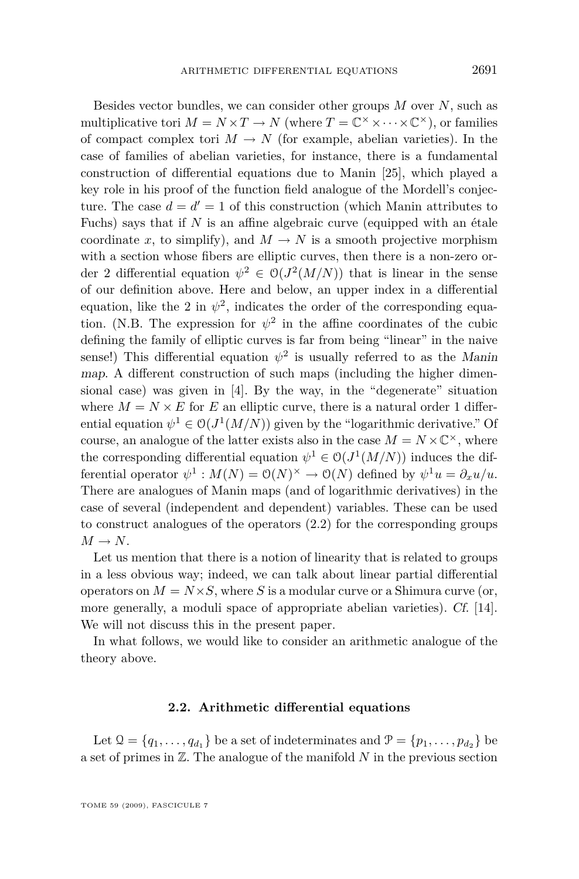Besides vector bundles, we can consider other groups $M$ over $N$, such as multiplicative tori $M = N \times T \to N$ (where $T = \mathbb{C}^\times \times \cdots \times \mathbb{C}^\times$), or families of compact complex tori $M \to N$ (for example, abelian varieties). In the case of families of abelian varieties, for instance, there is a fundamental construction of differential equations due to Manin [25], which played a key role in his proof of the function field analogue of the Mordell's conjecture. The case $d = d' = 1$ of this construction (which Manin attributes to Fuchs) says that if $N$ is an affine algebraic curve (equipped with an étale coordinate $x$, to simplify), and $M \to N$ is a smooth projective morphism with a section whose fibers are elliptic curves, then there is a non-zero order 2 differential equation $\psi^2 \in \mathcal{O}(J^2(M/N))$ that is linear in the sense of our definition above. Here and below, an upper index in a differential equation, like the 2 in $\psi^2$, indicates the order of the corresponding equation. (N.B. The expression for $\psi^2$ in the affine coordinates of the cubic defining the family of elliptic curves is far from being "linear" in the naive sense!) This differential equation $\psi^2$ is usually referred to as the *Manin map*. A different construction of such maps (including the higher dimensional case) was given in [4]. By the way, in the "degenerate" situation where $M = N \times E$ for $E$ an elliptic curve, there is a natural order 1 differential equation $\psi^1 \in \mathcal{O}(J^1(M/N))$ given by the "logarithmic derivative." Of course, an analogue of the latter exists also in the case $M = N \times \mathbb{C}^\times$, where the corresponding differential equation $\psi^1 \in \mathcal{O}(J^1(M/N))$ induces the differential operator $\psi^1 : M(N) = \mathcal{O}(N)^\times \to \mathcal{O}(N)$ defined by $\psi^1 u = \partial_x u/u$. There are analogues of Manin maps (and of logarithmic derivatives) in the case of several (independent and dependent) variables. These can be used to construct analogues of the operators (2.2) for the corresponding groups $M \to N$.

Let us mention that there is a notion of linearity that is related to groups in a less obvious way; indeed, we can talk about linear partial differential operators on $M = N \times S$, where $S$ is a modular curve or a Shimura curve (or, more generally, a moduli space of appropriate abelian varieties). *Cf.* [14]. We will not discuss this in the present paper.

In what follows, we would like to consider an arithmetic analogue of the theory above.

### 2.2. Arithmetic differential equations

Let $\mathcal{Q} = \{q_1, \dots, q_{d_1}\}$ be a set of indeterminates and $\mathcal{P} = \{p_1, \dots, p_{d_2}\}$ be a set of primes in $\mathbb{Z}$. The analogue of the manifold $N$ in the previous section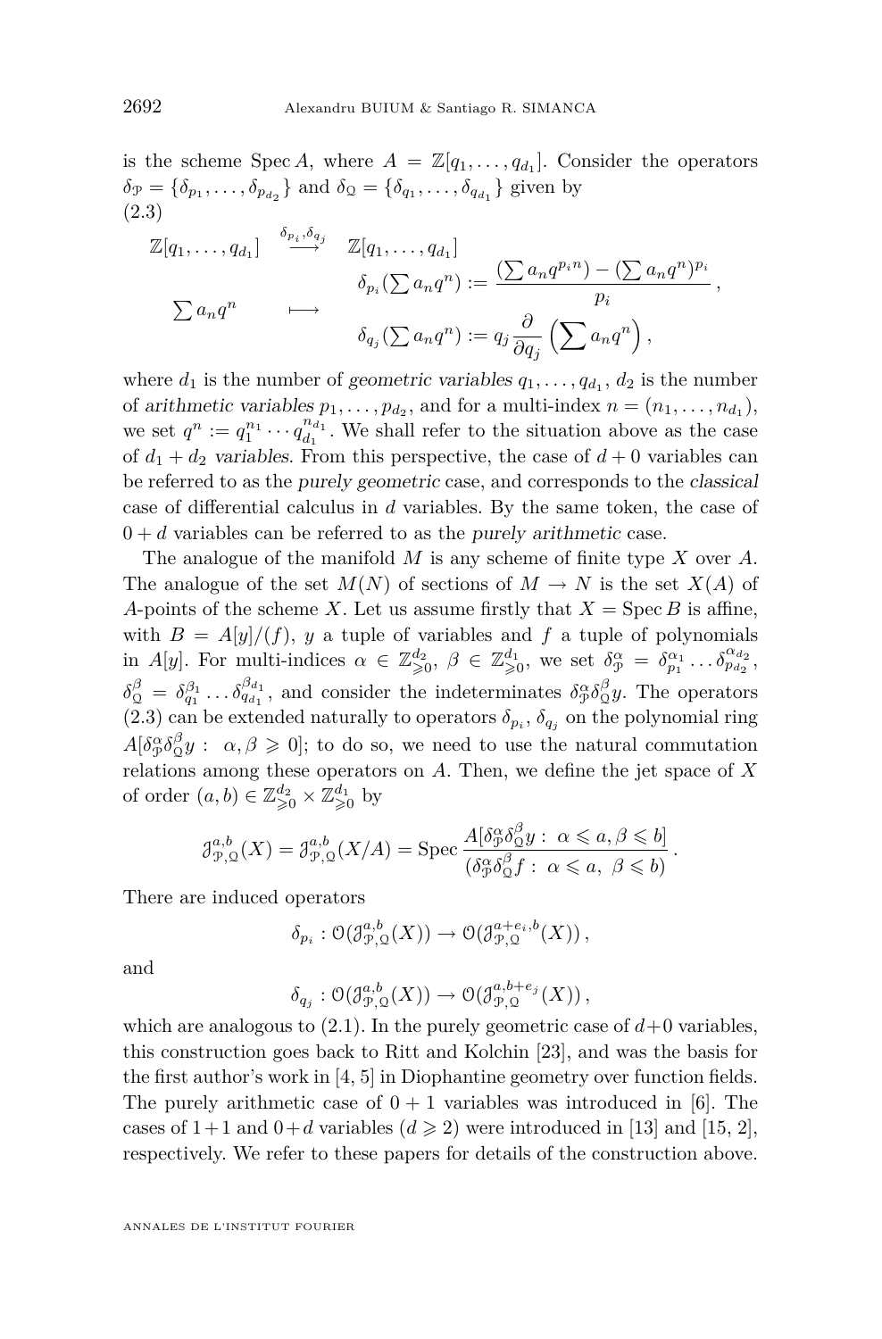is the scheme $\operatorname{Spec} A$, where $A = \mathbb{Z}[q_1, \dots, q_{d_1}]$. Consider the operators $\delta_{\mathcal{P}} = \{\delta_{p_1}, \dots, \delta_{p_{d_2}}\}$ and $\delta_{\mathcal{Q}} = \{\delta_{q_1}, \dots, \delta_{q_{d_1}}\}$ given by

(2.3)

$$
\begin{array}{ccc}
\mathbb{Z}[q_1, \dots, q_{d_1}] & \overset{\delta_{p_i}, \delta_{q_j}}{\longrightarrow} & \mathbb{Z}[q_1, \dots, q_{d_1}] \\
 & & \delta_{p_i}(\sum a_n q^n) := \dfrac{(\sum a_n q^{p_i n}) - (\sum a_n q^n)^{p_i}}{p_i}, \\
\sum a_n q^n & \longmapsto & \\
 & & \delta_{q_j}(\sum a_n q^n) := q_j \dfrac{\partial}{\partial q_j}\left(\sum a_n q^n\right),
\end{array}
$$

where $d_1$ is the number of *geometric variables* $q_1, \dots, q_{d_1}$, $d_2$ is the number of *arithmetic variables* $p_1, \dots, p_{d_2}$, and for a multi-index $n = (n_1, \dots, n_{d_1})$, we set $q^n := q_1^{n_1} \cdots q_{d_1}^{n_{d_1}}$. We shall refer to the situation above as the case of $d_1 + d_2$ *variables*. From this perspective, the case of $d + 0$ variables can be referred to as the *purely geometric* case, and corresponds to the *classical* case of differential calculus in $d$ variables. By the same token, the case of $0 + d$ variables can be referred to as the *purely arithmetic* case.

The analogue of the manifold $M$ is any scheme of finite type $X$ over $A$. The analogue of the set $M(N)$ of sections of $M \to N$ is the set $X(A)$ of $A$-points of the scheme $X$. Let us assume firstly that $X = \operatorname{Spec} B$ is affine, with $B = A[y]/(f)$, $y$ a tuple of variables and $f$ a tuple of polynomials in $A[y]$. For multi-indices $\alpha \in \mathbb{Z}^{d_2}_{\geqslant 0}$, $\beta \in \mathbb{Z}^{d_1}_{\geqslant 0}$, we set $\delta^{\alpha}_{\mathcal{P}} = \delta^{\alpha_1}_{p_1} \dots \delta^{\alpha_{d_2}}_{p_{d_2}}$, $\delta^{\beta}_{\mathcal{Q}} = \delta^{\beta_1}_{q_1} \dots \delta^{\beta_{d_1}}_{q_{d_1}}$, and consider the indeterminates $\delta^{\alpha}_{\mathcal{P}} \delta^{\beta}_{\mathcal{Q}} y$. The operators (2.3) can be extended naturally to operators $\delta_{p_i}$, $\delta_{q_j}$ on the polynomial ring $A[\delta^{\alpha}_{\mathcal{P}} \delta^{\beta}_{\mathcal{Q}} y : \ \alpha, \beta \geqslant 0]$; to do so, we need to use the natural commutation relations among these operators on $A$. Then, we define the jet space of $X$ of order $(a, b) \in \mathbb{Z}^{d_2}_{\geqslant 0} \times \mathbb{Z}^{d_1}_{\geqslant 0}$ by

$$
\mathcal{J}^{a,b}_{\mathcal{P},\mathcal{Q}}(X) = \mathcal{J}^{a,b}_{\mathcal{P},\mathcal{Q}}(X/A) = \operatorname{Spec} \frac{A[\delta^{\alpha}_{\mathcal{P}} \delta^{\beta}_{\mathcal{Q}} y : \ \alpha \leqslant a, \beta \leqslant b]}{(\delta^{\alpha}_{\mathcal{P}} \delta^{\beta}_{\mathcal{Q}} f : \ \alpha \leqslant a, \ \beta \leqslant b)}.
$$

There are induced operators

$$
\delta_{p_i} : \mathcal{O}(\mathcal{J}^{a,b}_{\mathcal{P},\mathcal{Q}}(X)) \to \mathcal{O}(\mathcal{J}^{a+e_i,b}_{\mathcal{P},\mathcal{Q}}(X)),
$$

and

$$
\delta_{q_j} : \mathcal{O}(\mathcal{J}^{a,b}_{\mathcal{P},\mathcal{Q}}(X)) \to \mathcal{O}(\mathcal{J}^{a,b+e_j}_{\mathcal{P},\mathcal{Q}}(X)),
$$

which are analogous to (2.1). In the purely geometric case of $d+0$ variables, this construction goes back to Ritt and Kolchin [23], and was the basis for the first author's work in [4, 5] in Diophantine geometry over function fields. The purely arithmetic case of $0 + 1$ variables was introduced in [6]. The cases of $1+1$ and $0+d$ variables ($d \geqslant 2$) were introduced in [13] and [15, 2], respectively. We refer to these papers for details of the construction above.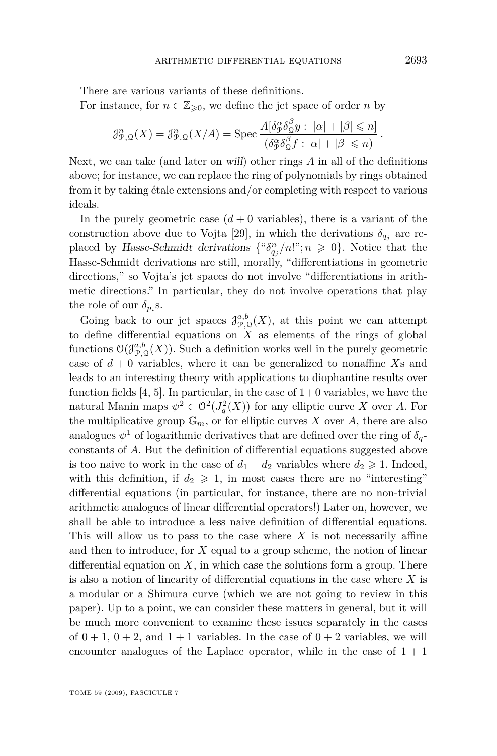There are various variants of these definitions.

For instance, for $n \in \mathbb{Z}_{\geqslant 0}$, we define the jet space of order $n$ by

$$\mathcal{J}^n_{\mathcal{P},\mathcal{Q}}(X) = \mathcal{J}^n_{\mathcal{P},\mathcal{Q}}(X/A) = \operatorname{Spec} \frac{A[\delta^{\alpha}_{\mathcal{P}}\delta^{\beta}_{\mathcal{Q}} y : \ |\alpha| + |\beta| \leqslant n]}{(\delta^{\alpha}_{\mathcal{P}}\delta^{\beta}_{\mathcal{Q}} f : |\alpha| + |\beta| \leqslant n)}.$$

Next, we can take (and later on *will*) other rings $A$ in all of the definitions above; for instance, we can replace the ring of polynomials by rings obtained from it by taking étale extensions and/or completing with respect to various ideals.

In the purely geometric case ($d+0$ variables), there is a variant of the construction above due to Vojta [29], in which the derivations $\delta_{q_j}$ are replaced by *Hasse-Schmidt derivations* $\{``\delta^n_{q_j}/n!"; n \geqslant 0\}$. Notice that the Hasse-Schmidt derivations are still, morally, "differentiations in geometric directions," so Vojta's jet spaces do not involve "differentiations in arithmetic directions." In particular, they do not involve operations that play the role of our $\delta_{p_i}$s.

Going back to our jet spaces $\mathcal{J}^{a,b}_{\mathcal{P},\mathcal{Q}}(X)$, at this point we can attempt to define differential equations on $X$ as elements of the rings of global functions $\mathcal{O}(\mathcal{J}^{a,b}_{\mathcal{P},\mathcal{Q}}(X))$. Such a definition works well in the purely geometric case of $d+0$ variables, where it can be generalized to nonaffine $X$s and leads to an interesting theory with applications to diophantine results over function fields [4, 5]. In particular, in the case of $1+0$ variables, we have the natural Manin maps $\psi^2 \in \mathcal{O}^2(J^2_q(X))$ for any elliptic curve $X$ over $A$. For the multiplicative group $\mathbb{G}_m$, or for elliptic curves $X$ over $A$, there are also analogues $\psi^1$ of logarithmic derivatives that are defined over the ring of $\delta_q$-constants of $A$. But the definition of differential equations suggested above is too naive to work in the case of $d_1 + d_2$ variables where $d_2 \geqslant 1$. Indeed, with this definition, if $d_2 \geqslant 1$, in most cases there are no "interesting" differential equations (in particular, for instance, there are no non-trivial arithmetic analogues of linear differential operators!) Later on, however, we shall be able to introduce a less naive definition of differential equations. This will allow us to pass to the case where $X$ is not necessarily affine and then to introduce, for $X$ equal to a group scheme, the notion of linear differential equation on $X$, in which case the solutions form a group. There is also a notion of linearity of differential equations in the case where $X$ is a modular or a Shimura curve (which we are not going to review in this paper). Up to a point, we can consider these matters in general, but it will be much more convenient to examine these issues separately in the cases of $0+1$, $0+2$, and $1+1$ variables. In the case of $0+2$ variables, we will encounter analogues of the Laplace operator, while in the case of $1+1$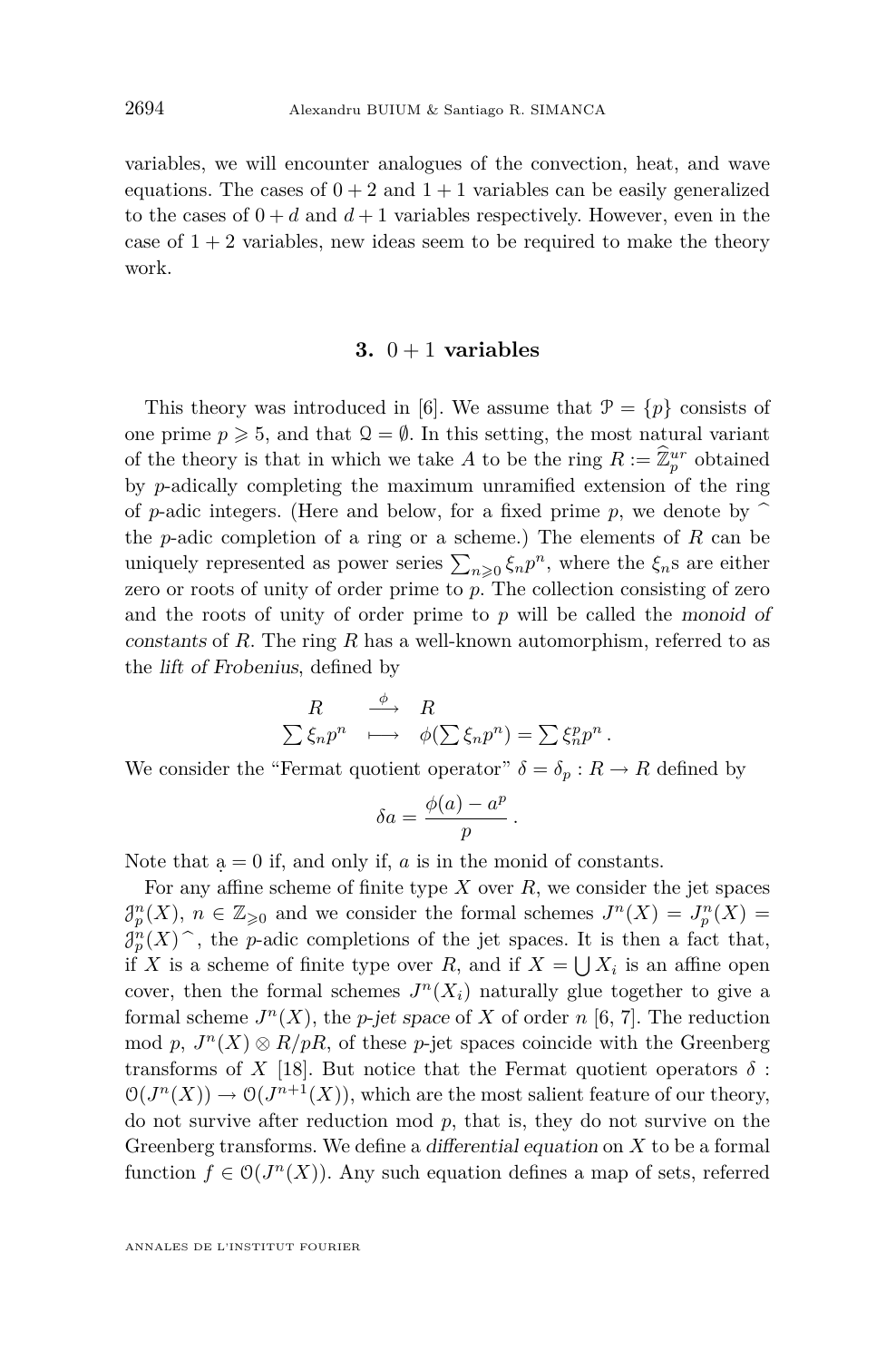variables, we will encounter analogues of the convection, heat, and wave equations. The cases of $0+2$ and $1+1$ variables can be easily generalized to the cases of $0+d$ and $d+1$ variables respectively. However, even in the case of $1+2$ variables, new ideas seem to be required to make the theory work.

## 3. $0+1$ variables

This theory was introduced in [6]. We assume that $\mathcal{P} = \{p\}$ consists of one prime $p \geqslant 5$, and that $\mathcal{Q} = \emptyset$. In this setting, the most natural variant of the theory is that in which we take $A$ to be the ring $R := \widehat{\mathbb{Z}}_p^{ur}$ obtained by $p$-adically completing the maximum unramified extension of the ring of $p$-adic integers. (Here and below, for a fixed prime $p$, we denote by $\widehat{\ }$ the $p$-adic completion of a ring or a scheme.) The elements of $R$ can be uniquely represented as power series $\sum_{n\geqslant 0} \xi_n p^n$, where the $\xi_n$s are either zero or roots of unity of order prime to $p$. The collection consisting of zero and the roots of unity of order prime to $p$ will be called the *monoid of constants* of $R$. The ring $R$ has a well-known automorphism, referred to as the *lift of Frobenius*, defined by

$$\begin{array}{ccc} R & \xrightarrow{\phi} & R \\ \sum \xi_n p^n & \longmapsto & \phi(\sum \xi_n p^n) = \sum \xi_n^p p^n \, . \end{array}$$

We consider the "Fermat quotient operator" $\delta = \delta_p : R \to R$ defined by

$$\delta a = \frac{\phi(a) - a^p}{p} \, .$$

Note that $\dot{a} = 0$ if, and only if, $a$ is in the monid of constants.

For any affine scheme of finite type $X$ over $R$, we consider the jet spaces $\mathcal{J}_p^n(X)$, $n \in \mathbb{Z}_{\geqslant 0}$ and we consider the formal schemes $J^n(X) = J_p^n(X) = \mathcal{J}_p^n(X)\widehat{\ }$, the $p$-adic completions of the jet spaces. It is then a fact that, if $X$ is a scheme of finite type over $R$, and if $X = \bigcup X_i$ is an affine open cover, then the formal schemes $J^n(X_i)$ naturally glue together to give a formal scheme $J^n(X)$, the *p-jet space* of $X$ of order $n$ [6, 7]. The reduction mod $p$, $J^n(X) \otimes R/pR$, of these $p$-jet spaces coincide with the Greenberg transforms of $X$ [18]. But notice that the Fermat quotient operators $\delta : \mathcal{O}(J^n(X)) \to \mathcal{O}(J^{n+1}(X))$, which are the most salient feature of our theory, do not survive after reduction mod $p$, that is, they do not survive on the Greenberg transforms. We define a *differential equation* on $X$ to be a formal function $f \in \mathcal{O}(J^n(X))$. Any such equation defines a map of sets, referred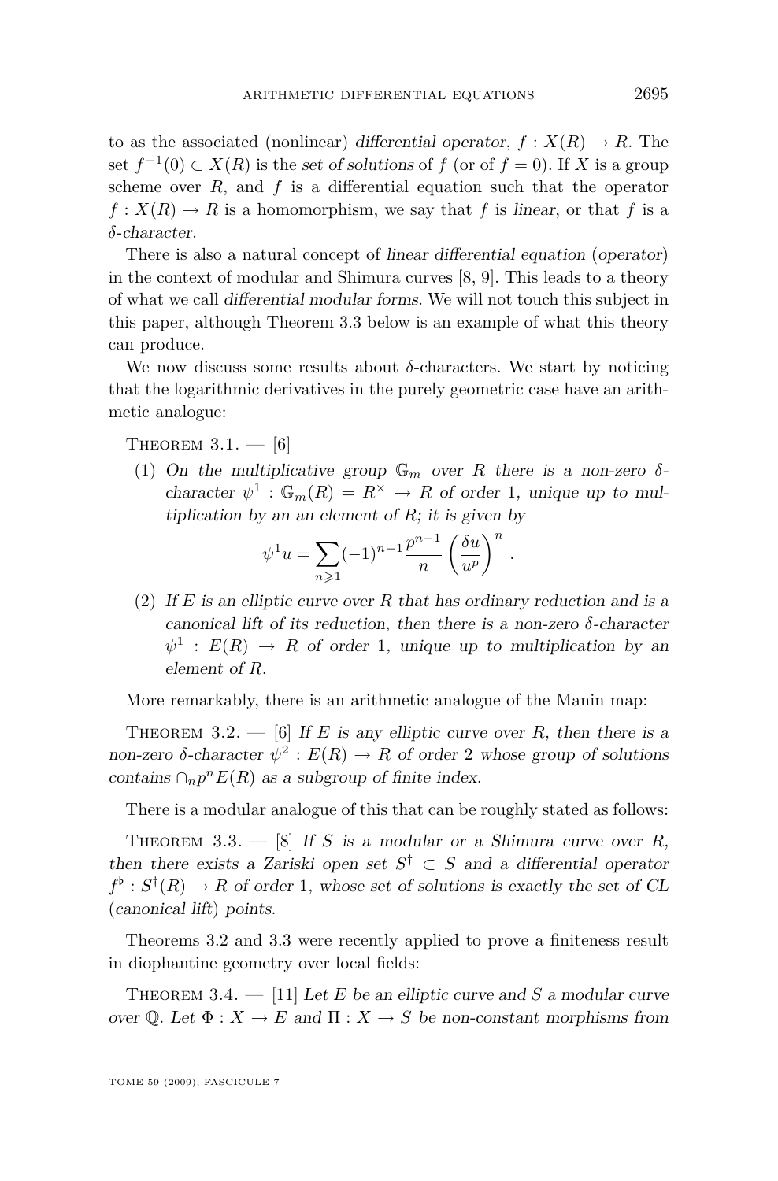to as the associated (nonlinear) *differential operator*, $f : X(R) \to R$. The set $f^{-1}(0) \subset X(R)$ is the *set of solutions* of $f$ (or of $f = 0$). If $X$ is a group scheme over $R$, and $f$ is a differential equation such that the operator $f : X(R) \to R$ is a homomorphism, we say that $f$ is *linear*, or that $f$ is a *$\delta$-character*.

There is also a natural concept of *linear differential equation* (*operator*) in the context of modular and Shimura curves [8, 9]. This leads to a theory of what we call *differential modular forms*. We will not touch this subject in this paper, although Theorem 3.3 below is an example of what this theory can produce.

We now discuss some results about $\delta$-characters. We start by noticing that the logarithmic derivatives in the purely geometric case have an arithmetic analogue:

Theorem 3.1. — [6]

(1) *On the multiplicative group $\mathbb{G}_m$ over $R$ there is a non-zero $\delta$-character $\psi^1 : \mathbb{G}_m(R) = R^\times \to R$ of order 1, unique up to multiplication by an an element of $R$; it is given by*
$$\psi^1 u = \sum_{n \geqslant 1} (-1)^{n-1} \frac{p^{n-1}}{n} \left( \frac{\delta u}{u^p} \right)^n .$$

(2) *If $E$ is an elliptic curve over $R$ that has ordinary reduction and is a canonical lift of its reduction, then there is a non-zero $\delta$-character $\psi^1 : E(R) \to R$ of order 1, unique up to multiplication by an element of $R$.*

More remarkably, there is an arithmetic analogue of the Manin map:

Theorem 3.2. — [6] *If $E$ is any elliptic curve over $R$, then there is a non-zero $\delta$-character $\psi^2 : E(R) \to R$ of order 2 whose group of solutions contains $\cap_n p^n E(R)$ as a subgroup of finite index.*

There is a modular analogue of this that can be roughly stated as follows:

Theorem 3.3. — [8] *If $S$ is a modular or a Shimura curve over $R$, then there exists a Zariski open set $S^\dagger \subset S$ and a differential operator $f^\flat : S^\dagger(R) \to R$ of order 1, whose set of solutions is exactly the set of CL (canonical lift) points.*

Theorems 3.2 and 3.3 were recently applied to prove a finiteness result in diophantine geometry over local fields:

Theorem 3.4. — [11] *Let $E$ be an elliptic curve and $S$ a modular curve over $\mathbb{Q}$. Let $\Phi : X \to E$ and $\Pi : X \to S$ be non-constant morphisms from*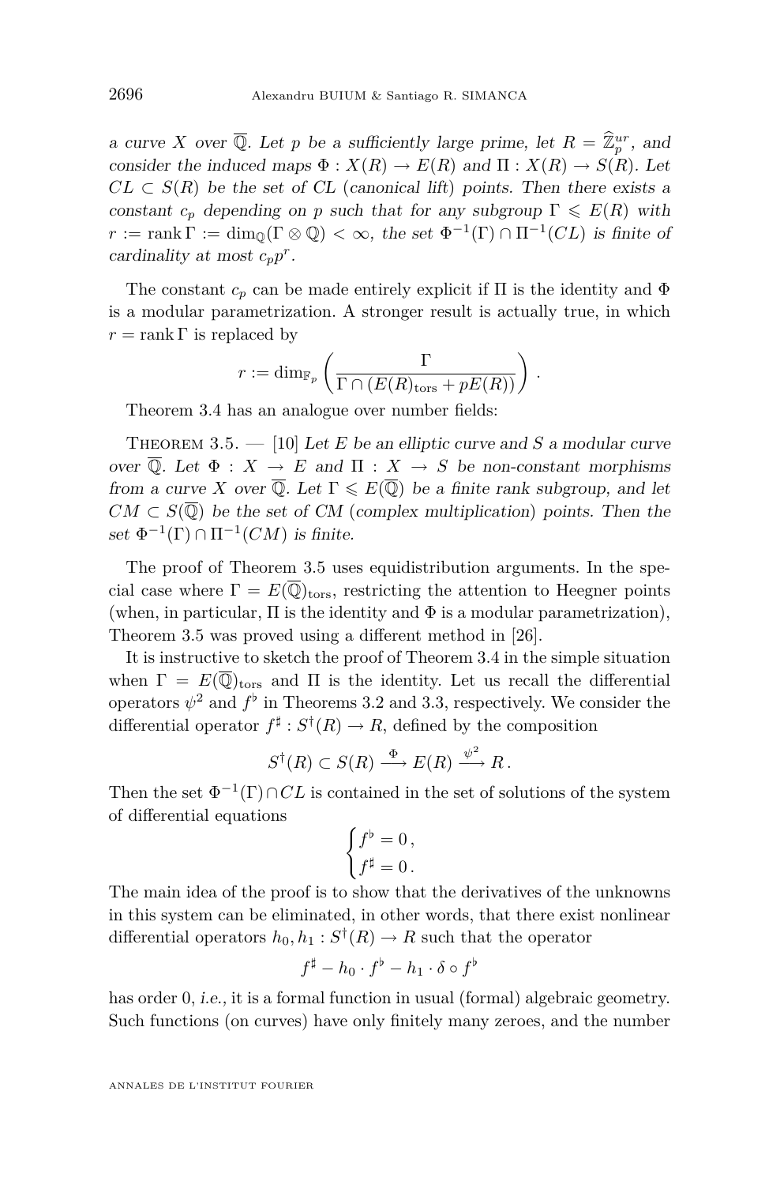*a curve $X$ over $\overline{\mathbb{Q}}$. Let $p$ be a sufficiently large prime, let $R = \widehat{\mathbb{Z}}_p^{ur}$, and consider the induced maps $\Phi : X(R) \to E(R)$ and $\Pi : X(R) \to S(R)$. Let $CL \subset S(R)$ be the set of CL (canonical lift) points. Then there exists a constant $c_p$ depending on $p$ such that for any subgroup $\Gamma \leqslant E(R)$ with $r := \operatorname{rank}\Gamma := \dim_{\mathbb{Q}}(\Gamma \otimes \mathbb{Q}) < \infty$, the set $\Phi^{-1}(\Gamma) \cap \Pi^{-1}(CL)$ is finite of cardinality at most $c_p p^r$.*

The constant $c_p$ can be made entirely explicit if $\Pi$ is the identity and $\Phi$ is a modular parametrization. A stronger result is actually true, in which $r = \operatorname{rank}\Gamma$ is replaced by

$$r := \dim_{\mathbb{F}_p}\left(\frac{\Gamma}{\Gamma \cap (E(R)_{\mathrm{tors}} + pE(R))}\right).$$

Theorem 3.4 has an analogue over number fields:

Theorem 3.5. — [10] *Let $E$ be an elliptic curve and $S$ a modular curve over $\overline{\mathbb{Q}}$. Let $\Phi : X \to E$ and $\Pi : X \to S$ be non-constant morphisms from a curve $X$ over $\overline{\mathbb{Q}}$. Let $\Gamma \leqslant E(\overline{\mathbb{Q}})$ be a finite rank subgroup, and let $CM \subset S(\overline{\mathbb{Q}})$ be the set of CM (complex multiplication) points. Then the set $\Phi^{-1}(\Gamma) \cap \Pi^{-1}(CM)$ is finite.*

The proof of Theorem 3.5 uses equidistribution arguments. In the special case where $\Gamma = E(\overline{\mathbb{Q}})_{\mathrm{tors}}$, restricting the attention to Heegner points (when, in particular, $\Pi$ is the identity and $\Phi$ is a modular parametrization), Theorem 3.5 was proved using a different method in [26].

It is instructive to sketch the proof of Theorem 3.4 in the simple situation when $\Gamma = E(\overline{\mathbb{Q}})_{\mathrm{tors}}$ and $\Pi$ is the identity. Let us recall the differential operators $\psi^2$ and $f^\flat$ in Theorems 3.2 and 3.3, respectively. We consider the differential operator $f^\sharp : S^\dagger(R) \to R$, defined by the composition

$$S^\dagger(R) \subset S(R) \xrightarrow{\Phi} E(R) \xrightarrow{\psi^2} R\,.$$

Then the set $\Phi^{-1}(\Gamma) \cap CL$ is contained in the set of solutions of the system of differential equations

$$\begin{cases} f^\flat = 0\,, \\ f^\sharp = 0\,. \end{cases}$$

The main idea of the proof is to show that the derivatives of the unknowns in this system can be eliminated, in other words, that there exist nonlinear differential operators $h_0, h_1 : S^\dagger(R) \to R$ such that the operator

$$f^\sharp - h_0 \cdot f^\flat - h_1 \cdot \delta \circ f^\flat$$

has order 0, *i.e.*, it is a formal function in usual (formal) algebraic geometry. Such functions (on curves) have only finitely many zeroes, and the number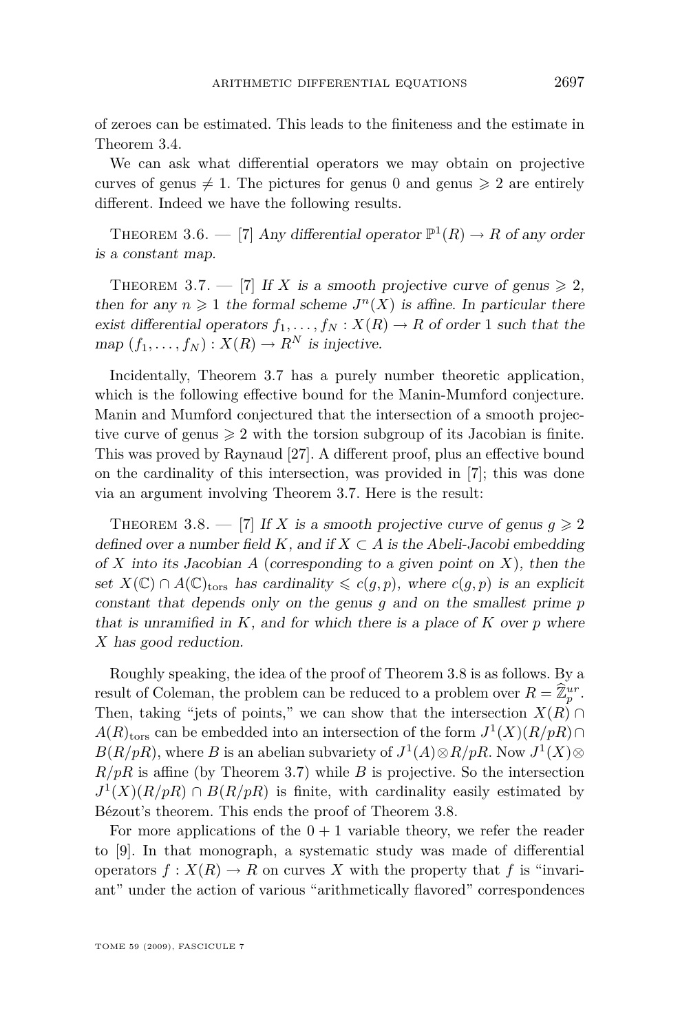of zeroes can be estimated. This leads to the finiteness and the estimate in Theorem 3.4.

We can ask what differential operators we may obtain on projective curves of genus $\neq 1$. The pictures for genus 0 and genus $\geqslant 2$ are entirely different. Indeed we have the following results.

Theorem 3.6. — [7] *Any differential operator $\mathbb{P}^1(R) \to R$ of any order is a constant map.*

Theorem 3.7. — [7] *If $X$ is a smooth projective curve of genus $\geqslant 2$, then for any $n \geqslant 1$ the formal scheme $J^n(X)$ is affine. In particular there exist differential operators $f_1, \dots, f_N : X(R) \to R$ of order 1 such that the map $(f_1, \dots, f_N) : X(R) \to R^N$ is injective.*

Incidentally, Theorem 3.7 has a purely number theoretic application, which is the following effective bound for the Manin-Mumford conjecture. Manin and Mumford conjectured that the intersection of a smooth projective curve of genus $\geqslant 2$ with the torsion subgroup of its Jacobian is finite. This was proved by Raynaud [27]. A different proof, plus an effective bound on the cardinality of this intersection, was provided in [7]; this was done via an argument involving Theorem 3.7. Here is the result:

Theorem 3.8. — [7] *If $X$ is a smooth projective curve of genus $g \geqslant 2$ defined over a number field $K$, and if $X \subset A$ is the Abeli-Jacobi embedding of $X$ into its Jacobian $A$ (corresponding to a given point on $X$), then the set $X(\mathbb{C}) \cap A(\mathbb{C})_{\text{tors}}$ has cardinality $\leqslant c(g,p)$, where $c(g,p)$ is an explicit constant that depends only on the genus $g$ and on the smallest prime $p$ that is unramified in $K$, and for which there is a place of $K$ over $p$ where $X$ has good reduction.*

Roughly speaking, the idea of the proof of Theorem 3.8 is as follows. By a result of Coleman, the problem can be reduced to a problem over $R = \widehat{\mathbb{Z}}_p^{ur}$. Then, taking "jets of points," we can show that the intersection $X(R) \cap A(R)_{\text{tors}}$ can be embedded into an intersection of the form $J^1(X)(R/pR) \cap B(R/pR)$, where $B$ is an abelian subvariety of $J^1(A) \otimes R/pR$. Now $J^1(X) \otimes R/pR$ is affine (by Theorem 3.7) while $B$ is projective. So the intersection $J^1(X)(R/pR) \cap B(R/pR)$ is finite, with cardinality easily estimated by Bézout's theorem. This ends the proof of Theorem 3.8.

For more applications of the $0+1$ variable theory, we refer the reader to [9]. In that monograph, a systematic study was made of differential operators $f : X(R) \to R$ on curves $X$ with the property that $f$ is "invariant" under the action of various "arithmetically flavored" correspondences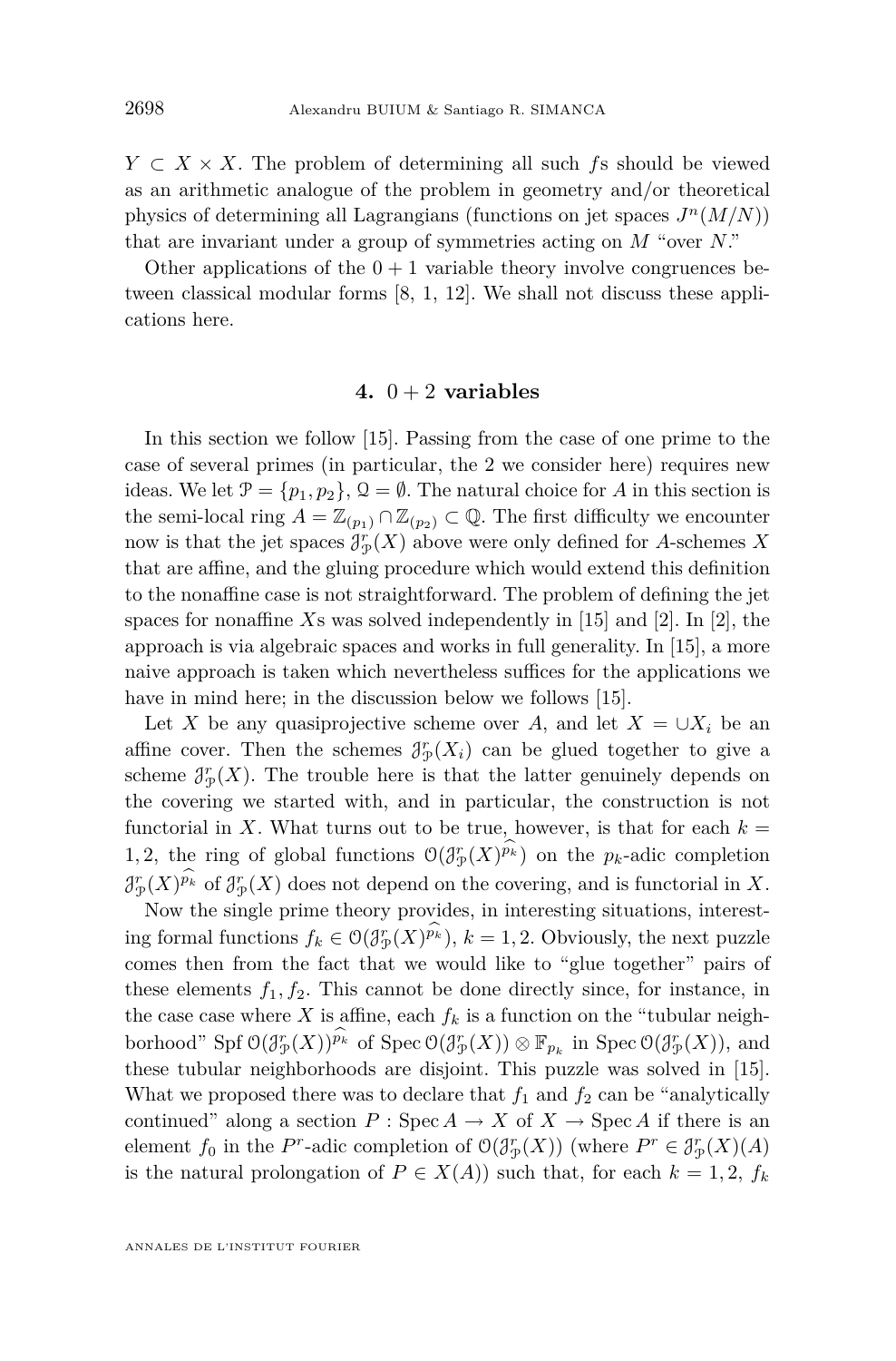$Y \subset X \times X$. The problem of determining all such $f$s should be viewed as an arithmetic analogue of the problem in geometry and/or theoretical physics of determining all Lagrangians (functions on jet spaces $J^n(M/N)$) that are invariant under a group of symmetries acting on $M$ "over $N$."

Other applications of the $0+1$ variable theory involve congruences between classical modular forms [8, 1, 12]. We shall not discuss these applications here.

## 4. $0+2$ variables

In this section we follow [15]. Passing from the case of one prime to the case of several primes (in particular, the 2 we consider here) requires new ideas. We let $\mathcal{P} = \{p_1, p_2\}$, $\mathcal{Q} = \emptyset$. The natural choice for $A$ in this section is the semi-local ring $A = \mathbb{Z}_{(p_1)} \cap \mathbb{Z}_{(p_2)} \subset \mathbb{Q}$. The first difficulty we encounter now is that the jet spaces $\mathcal{J}^r_{\mathcal{P}}(X)$ above were only defined for $A$-schemes $X$ that are affine, and the gluing procedure which would extend this definition to the nonaffine case is not straightforward. The problem of defining the jet spaces for nonaffine $X$s was solved independently in [15] and [2]. In [2], the approach is via algebraic spaces and works in full generality. In [15], a more naive approach is taken which nevertheless suffices for the applications we have in mind here; in the discussion below we follows [15].

Let $X$ be any quasiprojective scheme over $A$, and let $X = \cup X_i$ be an affine cover. Then the schemes $\mathcal{J}^r_{\mathcal{P}}(X_i)$ can be glued together to give a scheme $\mathcal{J}^r_{\mathcal{P}}(X)$. The trouble here is that the latter genuinely depends on the covering we started with, and in particular, the construction is not functorial in $X$. What turns out to be true, however, is that for each $k = 1, 2$, the ring of global functions $\mathcal{O}(\mathcal{J}^r_{\mathcal{P}}(X)^{\widehat{p_k}})$ on the $p_k$-adic completion $\mathcal{J}^r_{\mathcal{P}}(X)^{\widehat{p_k}}$ of $\mathcal{J}^r_{\mathcal{P}}(X)$ does not depend on the covering, and is functorial in $X$.

Now the single prime theory provides, in interesting situations, interesting formal functions $f_k \in \mathcal{O}(\mathcal{J}^r_{\mathcal{P}}(X)^{\widehat{p_k}})$, $k = 1, 2$. Obviously, the next puzzle comes then from the fact that we would like to "glue together" pairs of these elements $f_1, f_2$. This cannot be done directly since, for instance, in the case case where $X$ is affine, each $f_k$ is a function on the "tubular neighborhood" $\operatorname{Spf} \mathcal{O}(\mathcal{J}^r_{\mathcal{P}}(X))^{\widehat{p_k}}$ of $\operatorname{Spec} \mathcal{O}(\mathcal{J}^r_{\mathcal{P}}(X)) \otimes \mathbb{F}_{p_k}$ in $\operatorname{Spec} \mathcal{O}(\mathcal{J}^r_{\mathcal{P}}(X))$, and these tubular neighborhoods are disjoint. This puzzle was solved in [15]. What we proposed there was to declare that $f_1$ and $f_2$ can be "analytically continued" along a section $P : \operatorname{Spec} A \to X$ of $X \to \operatorname{Spec} A$ if there is an element $f_0$ in the $P^r$-adic completion of $\mathcal{O}(\mathcal{J}^r_{\mathcal{P}}(X))$ (where $P^r \in \mathcal{J}^r_{\mathcal{P}}(X)(A)$ is the natural prolongation of $P \in X(A)$) such that, for each $k = 1, 2$, $f_k$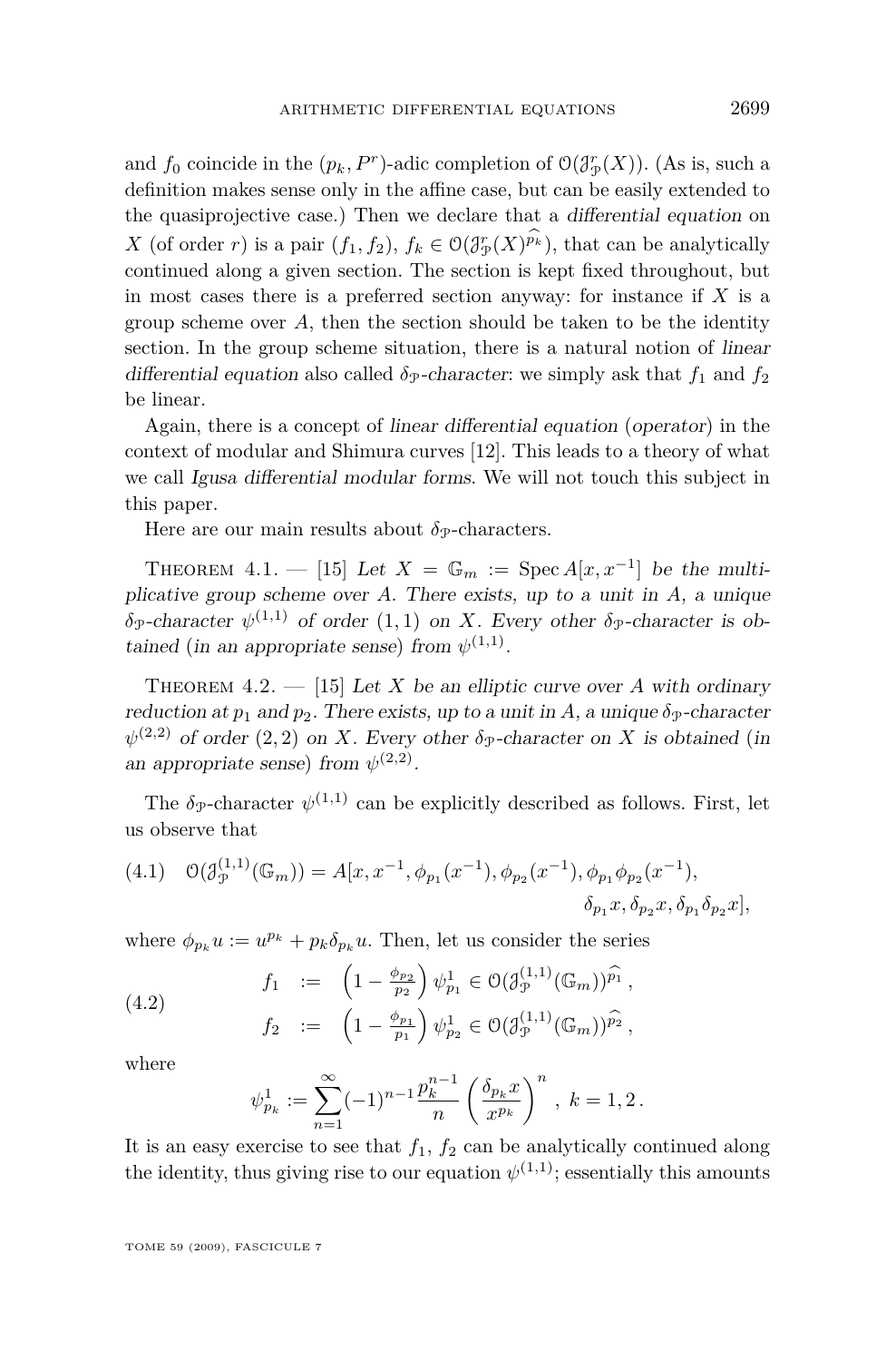and $f_0$ coincide in the $(p_k, P^r)$-adic completion of $\mathcal{O}(\mathcal{J}^r_{\mathcal{P}}(X))$. (As is, such a definition makes sense only in the affine case, but can be easily extended to the quasiprojective case.) Then we declare that a *differential equation* on $X$ (of order $r$) is a pair $(f_1, f_2)$, $f_k \in \mathcal{O}(\mathcal{J}^r_{\mathcal{P}}(X)^{\widehat{p_k}})$, that can be analytically continued along a given section. The section is kept fixed throughout, but in most cases there is a preferred section anyway: for instance if $X$ is a group scheme over $A$, then the section should be taken to be the identity section. In the group scheme situation, there is a natural notion of *linear differential equation* also called $\delta_{\mathcal{P}}$*-character*: we simply ask that $f_1$ and $f_2$ be linear.

Again, there is a concept of *linear differential equation* (*operator*) in the context of modular and Shimura curves [12]. This leads to a theory of what we call *Igusa differential modular forms*. We will not touch this subject in this paper.

Here are our main results about $\delta_{\mathcal{P}}$-characters.

Theorem 4.1. — [15] *Let $X = \mathbb{G}_m := \operatorname{Spec} A[x, x^{-1}]$ be the multiplicative group scheme over $A$. There exists, up to a unit in $A$, a unique $\delta_{\mathcal{P}}$-character $\psi^{(1,1)}$ of order $(1,1)$ on $X$. Every other $\delta_{\mathcal{P}}$-character is obtained* (*in an appropriate sense*) *from $\psi^{(1,1)}$.*

Theorem 4.2. — [15] *Let $X$ be an elliptic curve over $A$ with ordinary reduction at $p_1$ and $p_2$. There exists, up to a unit in $A$, a unique $\delta_{\mathcal{P}}$-character $\psi^{(2,2)}$ of order $(2,2)$ on $X$. Every other $\delta_{\mathcal{P}}$-character on $X$ is obtained* (*in an appropriate sense*) *from $\psi^{(2,2)}$.*

The $\delta_{\mathcal{P}}$-character $\psi^{(1,1)}$ can be explicitly described as follows. First, let us observe that

$$\text{(4.1)}\quad \mathcal{O}(\mathcal{J}^{(1,1)}_{\mathcal{P}}(\mathbb{G}_m)) = A[x, x^{-1}, \phi_{p_1}(x^{-1}), \phi_{p_2}(x^{-1}), \phi_{p_1}\phi_{p_2}(x^{-1}), \delta_{p_1}x, \delta_{p_2}x, \delta_{p_1}\delta_{p_2}x],$$

where $\phi_{p_k}u := u^{p_k} + p_k\delta_{p_k}u$. Then, let us consider the series

$$\text{(4.2)}\quad \begin{array}{rcl} f_1 & := & \left(1 - \frac{\phi_{p_2}}{p_2}\right)\psi^1_{p_1} \in \mathcal{O}(\mathcal{J}^{(1,1)}_{\mathcal{P}}(\mathbb{G}_m))^{\widehat{p_1}}\,, \\ f_2 & := & \left(1 - \frac{\phi_{p_1}}{p_1}\right)\psi^1_{p_2} \in \mathcal{O}(\mathcal{J}^{(1,1)}_{\mathcal{P}}(\mathbb{G}_m))^{\widehat{p_2}}\,, \end{array}$$

where

$$\psi^1_{p_k} := \sum_{n=1}^{\infty} (-1)^{n-1}\frac{p_k^{n-1}}{n}\left(\frac{\delta_{p_k}x}{x^{p_k}}\right)^n,\ k = 1, 2\,.$$

It is an easy exercise to see that $f_1$, $f_2$ can be analytically continued along the identity, thus giving rise to our equation $\psi^{(1,1)}$; essentially this amounts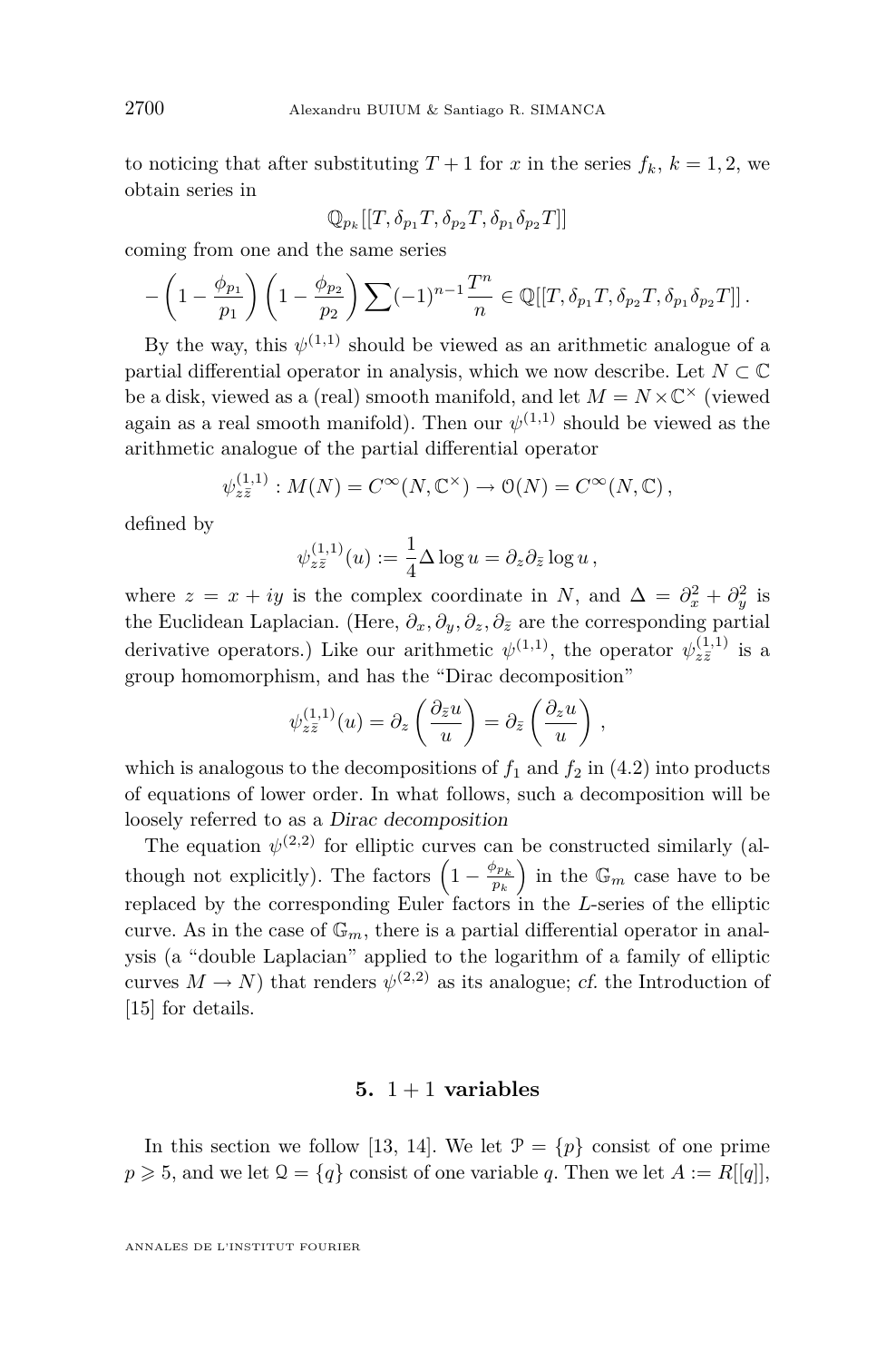to noticing that after substituting $T+1$ for $x$ in the series $f_k$, $k=1,2$, we obtain series in

$$\mathbb{Q}_{p_k}[[T, \delta_{p_1}T, \delta_{p_2}T, \delta_{p_1}\delta_{p_2}T]]$$

coming from one and the same series

$$-\left(1-\frac{\phi_{p_1}}{p_1}\right)\left(1-\frac{\phi_{p_2}}{p_2}\right)\sum(-1)^{n-1}\frac{T^n}{n} \in \mathbb{Q}[[T, \delta_{p_1}T, \delta_{p_2}T, \delta_{p_1}\delta_{p_2}T]]\,.$$

By the way, this $\psi^{(1,1)}$ should be viewed as an arithmetic analogue of a partial differential operator in analysis, which we now describe. Let $N \subset \mathbb{C}$ be a disk, viewed as a (real) smooth manifold, and let $M = N \times \mathbb{C}^\times$ (viewed again as a real smooth manifold). Then our $\psi^{(1,1)}$ should be viewed as the arithmetic analogue of the partial differential operator

$$\psi^{(1,1)}_{z\bar{z}} : M(N) = C^\infty(N, \mathbb{C}^\times) \to \mathcal{O}(N) = C^\infty(N, \mathbb{C})\,,$$

defined by

$$\psi^{(1,1)}_{z\bar{z}}(u) := \frac{1}{4}\Delta \log u = \partial_z \partial_{\bar{z}} \log u\,,$$

where $z = x+iy$ is the complex coordinate in $N$, and $\Delta = \partial_x^2 + \partial_y^2$ is the Euclidean Laplacian. (Here, $\partial_x, \partial_y, \partial_z, \partial_{\bar{z}}$ are the corresponding partial derivative operators.) Like our arithmetic $\psi^{(1,1)}$, the operator $\psi^{(1,1)}_{z\bar{z}}$ is a group homomorphism, and has the "Dirac decomposition"

$$\psi^{(1,1)}_{z\bar{z}}(u) = \partial_z\left(\frac{\partial_{\bar{z}} u}{u}\right) = \partial_{\bar{z}}\left(\frac{\partial_z u}{u}\right),$$

which is analogous to the decompositions of $f_1$ and $f_2$ in (4.2) into products of equations of lower order. In what follows, such a decomposition will be loosely referred to as a *Dirac decomposition*

The equation $\psi^{(2,2)}$ for elliptic curves can be constructed similarly (although not explicitly). The factors $\left(1-\frac{\phi_{p_k}}{p_k}\right)$ in the $\mathbb{G}_m$ case have to be replaced by the corresponding Euler factors in the $L$-series of the elliptic curve. As in the case of $\mathbb{G}_m$, there is a partial differential operator in analysis (a "double Laplacian" applied to the logarithm of a family of elliptic curves $M \to N$) that renders $\psi^{(2,2)}$ as its analogue; *cf.* the Introduction of [15] for details.

## 5. $1+1$ variables

In this section we follow [13, 14]. We let $\mathcal{P} = \{p\}$ consist of one prime $p \geqslant 5$, and we let $\mathcal{Q} = \{q\}$ consist of one variable $q$. Then we let $A := R[[q]]$,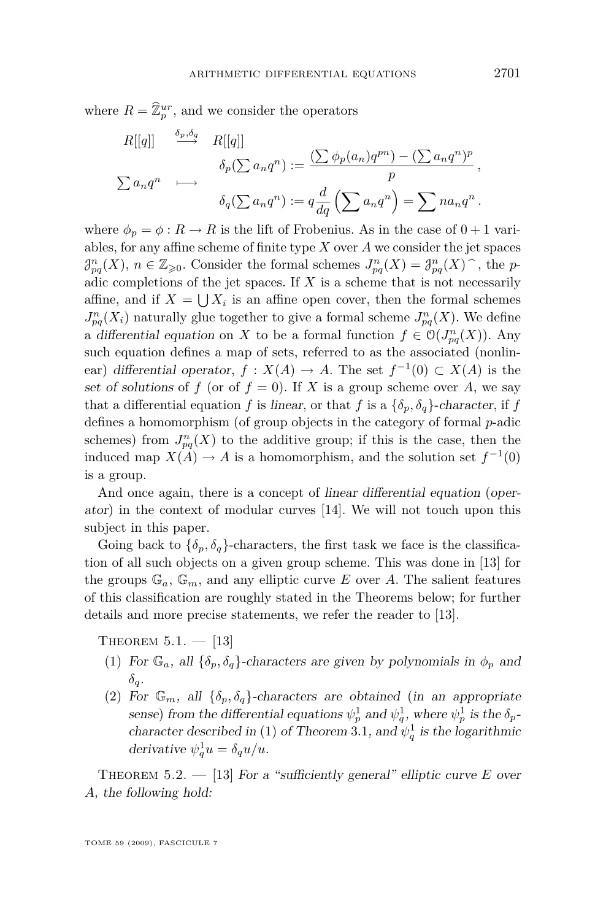where $R = \widehat{\mathbb{Z}}_p^{ur}$, and we consider the operators

$$\begin{array}{ccl} R[[q]] & \stackrel{\delta_p,\delta_q}{\longrightarrow} & R[[q]] \\ & & \delta_p(\sum a_n q^n) := \dfrac{(\sum \phi_p(a_n) q^{pn}) - (\sum a_n q^n)^p}{p}\,, \\ \sum a_n q^n & \longmapsto & \\ & & \delta_q(\sum a_n q^n) := q\dfrac{d}{dq}\left(\sum a_n q^n\right) = \sum n a_n q^n\,. \end{array}$$

where $\phi_p = \phi : R \to R$ is the lift of Frobenius. As in the case of $0+1$ variables, for any affine scheme of finite type $X$ over $A$ we consider the jet spaces $\mathcal{J}^n_{pq}(X)$, $n \in \mathbb{Z}_{\geqslant 0}$. Consider the formal schemes $J^n_{pq}(X) = \mathcal{J}^n_{pq}(X)^{\widehat{}}$, the $p$-adic completions of the jet spaces. If $X$ is a scheme that is not necessarily affine, and if $X = \bigcup X_i$ is an affine open cover, then the formal schemes $J^n_{pq}(X_i)$ naturally glue together to give a formal scheme $J^n_{pq}(X)$. We define a *differential equation* on $X$ to be a formal function $f \in \mathcal{O}(J^n_{pq}(X))$. Any such equation defines a map of sets, referred to as the associated (nonlinear) *differential operator*, $f : X(A) \to A$. The set $f^{-1}(0) \subset X(A)$ is the *set of solutions* of $f$ (or of $f=0$). If $X$ is a group scheme over $A$, we say that a differential equation $f$ is *linear*, or that $f$ is a $\{\delta_p,\delta_q\}$-*character*, if $f$ defines a homomorphism (of group objects in the category of formal $p$-adic schemes) from $J^n_{pq}(X)$ to the additive group; if this is the case, then the induced map $X(A) \to A$ is a homomorphism, and the solution set $f^{-1}(0)$ is a group.

And once again, there is a concept of *linear differential equation* (*operator*) in the context of modular curves [14]. We will not touch upon this subject in this paper.

Going back to $\{\delta_p,\delta_q\}$-characters, the first task we face is the classification of all such objects on a given group scheme. This was done in [13] for the groups $\mathbb{G}_a$, $\mathbb{G}_m$, and any elliptic curve $E$ over $A$. The salient features of this classification are roughly stated in the Theorems below; for further details and more precise statements, we refer the reader to [13].

Theorem 5.1. — [13]

1. *For $\mathbb{G}_a$, all $\{\delta_p,\delta_q\}$-characters are given by polynomials in $\phi_p$ and $\delta_q$.*
2. *For $\mathbb{G}_m$, all $\{\delta_p,\delta_q\}$-characters are obtained (in an appropriate sense) from the differential equations $\psi_p^1$ and $\psi_q^1$, where $\psi_p^1$ is the $\delta_p$-character described in (1) of Theorem 3.1, and $\psi_q^1$ is the logarithmic derivative $\psi_q^1 u = \delta_q u/u$.*

Theorem 5.2. — [13] *For a "sufficiently general" elliptic curve $E$ over $A$, the following hold:*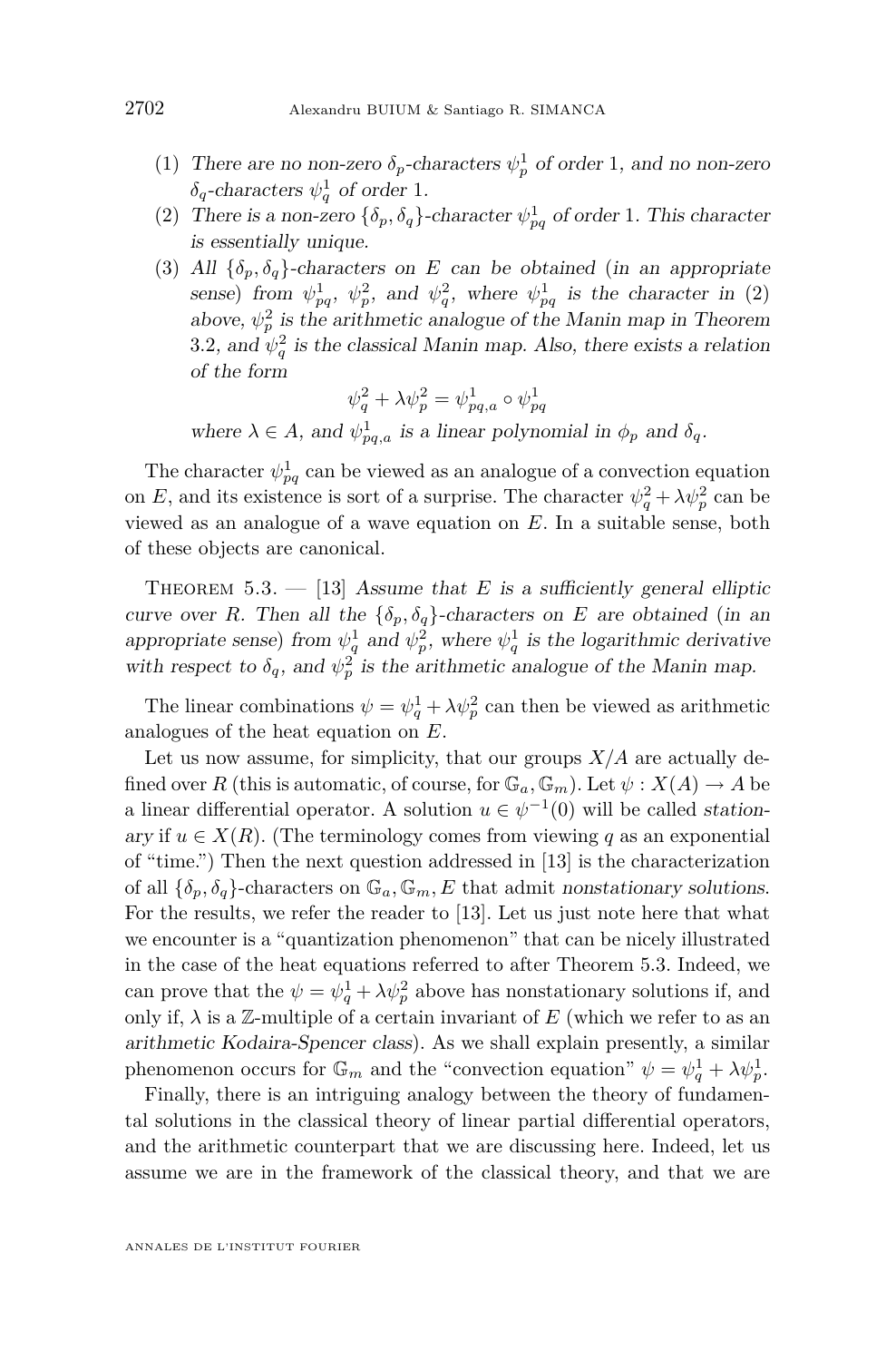(1) *There are no non-zero $\delta_p$-characters $\psi_p^1$ of order 1, and no non-zero $\delta_q$-characters $\psi_q^1$ of order 1.*
(2) *There is a non-zero $\{\delta_p, \delta_q\}$-character $\psi_{pq}^1$ of order 1. This character is essentially unique.*
(3) *All $\{\delta_p, \delta_q\}$-characters on $E$ can be obtained (in an appropriate sense) from $\psi_{pq}^1$, $\psi_p^2$, and $\psi_q^2$, where $\psi_{pq}^1$ is the character in (2) above, $\psi_p^2$ is the arithmetic analogue of the Manin map in Theorem 3.2, and $\psi_q^2$ is the classical Manin map. Also, there exists a relation of the form*

$$\psi_q^2 + \lambda \psi_p^2 = \psi_{pq,a}^1 \circ \psi_{pq}^1$$

*where $\lambda \in A$, and $\psi_{pq,a}^1$ is a linear polynomial in $\phi_p$ and $\delta_q$.*

The character $\psi_{pq}^1$ can be viewed as an analogue of a convection equation on $E$, and its existence is sort of a surprise. The character $\psi_q^2 + \lambda \psi_p^2$ can be viewed as an analogue of a wave equation on $E$. In a suitable sense, both of these objects are canonical.

Theorem 5.3. — [13] *Assume that $E$ is a sufficiently general elliptic curve over $R$. Then all the $\{\delta_p, \delta_q\}$-characters on $E$ are obtained (in an appropriate sense) from $\psi_q^1$ and $\psi_p^2$, where $\psi_q^1$ is the logarithmic derivative with respect to $\delta_q$, and $\psi_p^2$ is the arithmetic analogue of the Manin map.*

The linear combinations $\psi = \psi_q^1 + \lambda \psi_p^2$ can then be viewed as arithmetic analogues of the heat equation on $E$.

Let us now assume, for simplicity, that our groups $X/A$ are actually defined over $R$ (this is automatic, of course, for $\mathbb{G}_a, \mathbb{G}_m$). Let $\psi : X(A) \to A$ be a linear differential operator. A solution $u \in \psi^{-1}(0)$ will be called *stationary* if $u \in X(R)$. (The terminology comes from viewing $q$ as an exponential of "time.") Then the next question addressed in [13] is the characterization of all $\{\delta_p, \delta_q\}$-characters on $\mathbb{G}_a, \mathbb{G}_m, E$ that admit *nonstationary solutions*. For the results, we refer the reader to [13]. Let us just note here that what we encounter is a "quantization phenomenon" that can be nicely illustrated in the case of the heat equations referred to after Theorem 5.3. Indeed, we can prove that the $\psi = \psi_q^1 + \lambda \psi_p^2$ above has nonstationary solutions if, and only if, $\lambda$ is a $\mathbb{Z}$-multiple of a certain invariant of $E$ (which we refer to as an *arithmetic Kodaira-Spencer class*). As we shall explain presently, a similar phenomenon occurs for $\mathbb{G}_m$ and the "convection equation" $\psi = \psi_q^1 + \lambda \psi_p^1$.

Finally, there is an intriguing analogy between the theory of fundamental solutions in the classical theory of linear partial differential operators, and the arithmetic counterpart that we are discussing here. Indeed, let us assume we are in the framework of the classical theory, and that we are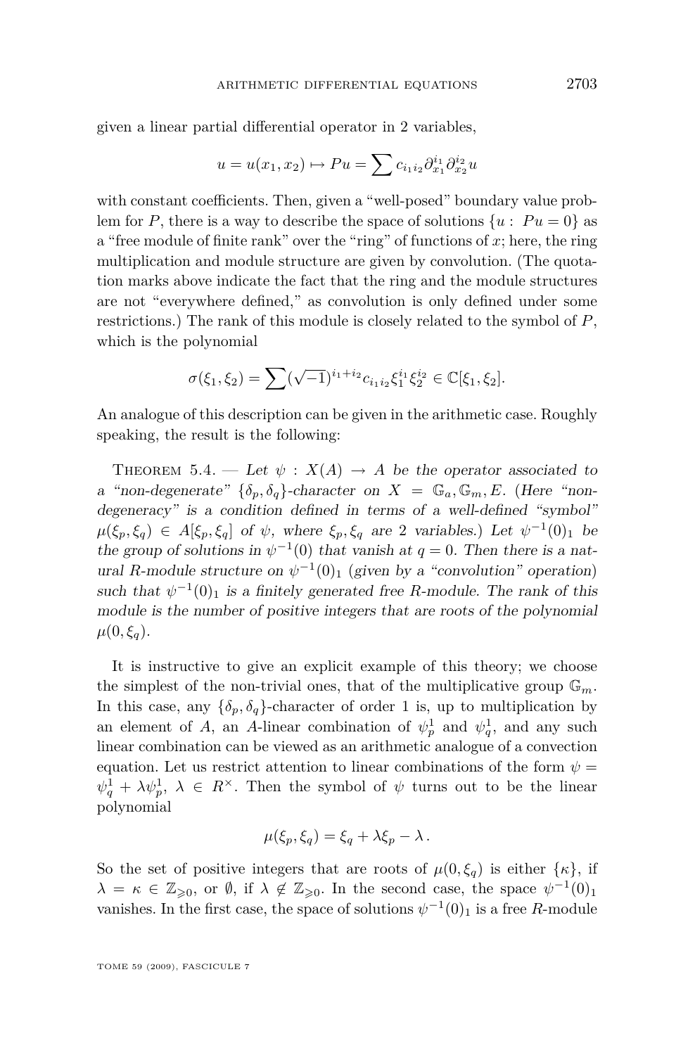given a linear partial differential operator in 2 variables,

$$u = u(x_1, x_2) \mapsto Pu = \sum c_{i_1 i_2} \partial_{x_1}^{i_1} \partial_{x_2}^{i_2} u$$

with constant coefficients. Then, given a "well-posed" boundary value problem for $P$, there is a way to describe the space of solutions $\{u : \ Pu = 0\}$ as a "free module of finite rank" over the "ring" of functions of $x$; here, the ring multiplication and module structure are given by convolution. (The quotation marks above indicate the fact that the ring and the module structures are not "everywhere defined," as convolution is only defined under some restrictions.) The rank of this module is closely related to the symbol of $P$, which is the polynomial

$$\sigma(\xi_1, \xi_2) = \sum (\sqrt{-1})^{i_1+i_2} c_{i_1 i_2} \xi_1^{i_1} \xi_2^{i_2} \in \mathbb{C}[\xi_1, \xi_2].$$

An analogue of this description can be given in the arithmetic case. Roughly speaking, the result is the following:

Theorem 5.4. — *Let $\psi : X(A) \to A$ be the operator associated to a "non-degenerate" $\{\delta_p, \delta_q\}$-character on $X = \mathbb{G}_a, \mathbb{G}_m, E$. (Here "non-degeneracy" is a condition defined in terms of a well-defined "symbol" $\mu(\xi_p, \xi_q) \in A[\xi_p, \xi_q]$ of $\psi$, where $\xi_p, \xi_q$ are 2 variables.) Let $\psi^{-1}(0)_1$ be the group of solutions in $\psi^{-1}(0)$ that vanish at $q = 0$. Then there is a natural $R$-module structure on $\psi^{-1}(0)_1$ (given by a "convolution" operation) such that $\psi^{-1}(0)_1$ is a finitely generated free $R$-module. The rank of this module is the number of positive integers that are roots of the polynomial $\mu(0, \xi_q)$.*

It is instructive to give an explicit example of this theory; we choose the simplest of the non-trivial ones, that of the multiplicative group $\mathbb{G}_m$. In this case, any $\{\delta_p, \delta_q\}$-character of order 1 is, up to multiplication by an element of $A$, an $A$-linear combination of $\psi_p^1$ and $\psi_q^1$, and any such linear combination can be viewed as an arithmetic analogue of a convection equation. Let us restrict attention to linear combinations of the form $\psi = \psi_q^1 + \lambda \psi_p^1$, $\lambda \in R^\times$. Then the symbol of $\psi$ turns out to be the linear polynomial

$$\mu(\xi_p, \xi_q) = \xi_q + \lambda \xi_p - \lambda \,.$$

So the set of positive integers that are roots of $\mu(0, \xi_q)$ is either $\{\kappa\}$, if $\lambda = \kappa \in \mathbb{Z}_{\geqslant 0}$, or $\emptyset$, if $\lambda \notin \mathbb{Z}_{\geqslant 0}$. In the second case, the space $\psi^{-1}(0)_1$ vanishes. In the first case, the space of solutions $\psi^{-1}(0)_1$ is a free $R$-module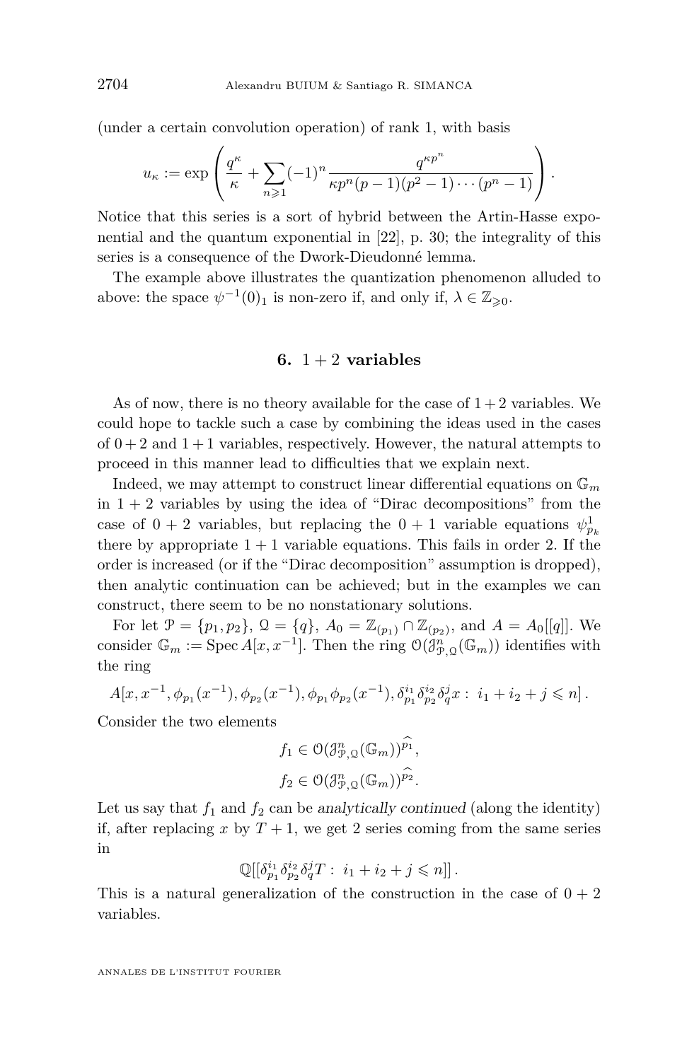(under a certain convolution operation) of rank 1, with basis

$$u_\kappa := \exp\left(\frac{q^\kappa}{\kappa} + \sum_{n\geqslant 1}(-1)^n \frac{q^{\kappa p^n}}{\kappa p^n (p-1)(p^2-1)\cdots(p^n-1)}\right).$$

Notice that this series is a sort of hybrid between the Artin-Hasse exponential and the quantum exponential in [22], p. 30; the integrality of this series is a consequence of the Dwork-Dieudonné lemma.

The example above illustrates the quantization phenomenon alluded to above: the space $\psi^{-1}(0)_1$ is non-zero if, and only if, $\lambda \in \mathbb{Z}_{\geqslant 0}$.

## 6. $1+2$ variables

As of now, there is no theory available for the case of $1+2$ variables. We could hope to tackle such a case by combining the ideas used in the cases of $0+2$ and $1+1$ variables, respectively. However, the natural attempts to proceed in this manner lead to difficulties that we explain next.

Indeed, we may attempt to construct linear differential equations on $\mathbb{G}_m$ in $1+2$ variables by using the idea of "Dirac decompositions" from the case of $0+2$ variables, but replacing the $0+1$ variable equations $\psi^1_{p_k}$ there by appropriate $1+1$ variable equations. This fails in order 2. If the order is increased (or if the "Dirac decomposition" assumption is dropped), then analytic continuation can be achieved; but in the examples we can construct, there seem to be no nonstationary solutions.

For let $\mathcal{P} = \{p_1, p_2\}$, $\mathcal{Q} = \{q\}$, $A_0 = \mathbb{Z}_{(p_1)} \cap \mathbb{Z}_{(p_2)}$, and $A = A_0[[q]]$. We consider $\mathbb{G}_m := \operatorname{Spec} A[x, x^{-1}]$. Then the ring $\mathcal{O}(\mathcal{J}^n_{\mathcal{P},\mathcal{Q}}(\mathbb{G}_m))$ identifies with the ring

$$A[x, x^{-1}, \phi_{p_1}(x^{-1}), \phi_{p_2}(x^{-1}), \phi_{p_1}\phi_{p_2}(x^{-1}), \delta^{i_1}_{p_1}\delta^{i_2}_{p_2}\delta^j_q x :\ i_1 + i_2 + j \leqslant n].$$

Consider the two elements

$$f_1 \in \mathcal{O}(\mathcal{J}^n_{\mathcal{P},\mathcal{Q}}(\mathbb{G}_m))^{\widehat{p_1}},$$
$$f_2 \in \mathcal{O}(\mathcal{J}^n_{\mathcal{P},\mathcal{Q}}(\mathbb{G}_m))^{\widehat{p_2}}.$$

Let us say that $f_1$ and $f_2$ can be *analytically continued* (along the identity) if, after replacing $x$ by $T+1$, we get 2 series coming from the same series in

$$\mathbb{Q}[[\delta^{i_1}_{p_1}\delta^{i_2}_{p_2}\delta^j_q T :\ i_1 + i_2 + j \leqslant n]].$$

This is a natural generalization of the construction in the case of $0+2$ variables.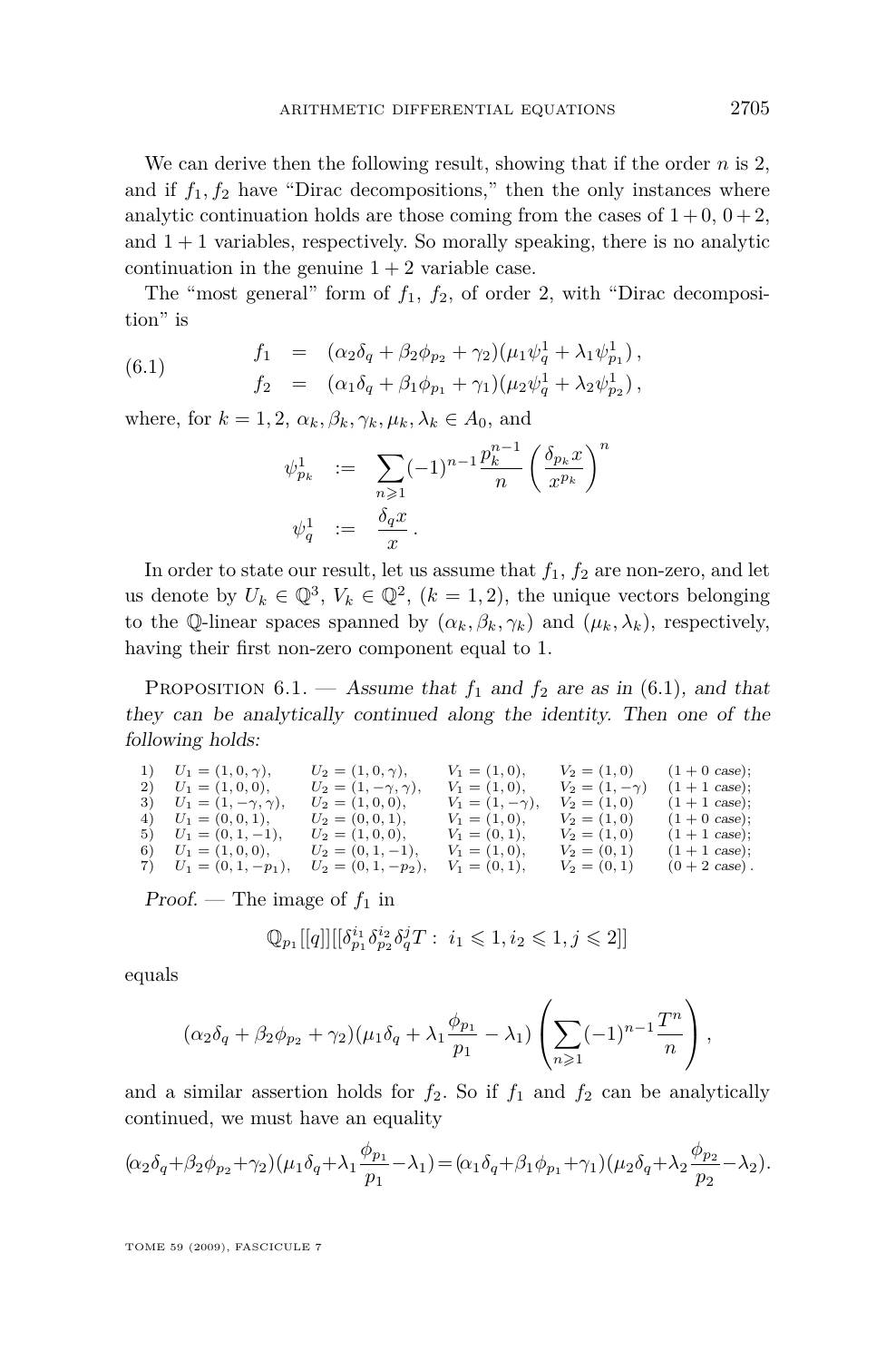We can derive then the following result, showing that if the order $n$ is 2, and if $f_1, f_2$ have "Dirac decompositions," then the only instances where analytic continuation holds are those coming from the cases of $1+0$, $0+2$, and $1+1$ variables, respectively. So morally speaking, there is no analytic continuation in the genuine $1+2$ variable case.

The "most general" form of $f_1$, $f_2$, of order 2, with "Dirac decomposition" is

$$
\begin{aligned}
f_1 &= (\alpha_2\delta_q + \beta_2\phi_{p_2} + \gamma_2)(\mu_1\psi_q^1 + \lambda_1\psi_{p_1}^1)\,,\\
f_2 &= (\alpha_1\delta_q + \beta_1\phi_{p_1} + \gamma_1)(\mu_2\psi_q^1 + \lambda_2\psi_{p_2}^1)\,,
\end{aligned}
\tag{6.1}
$$

where, for $k=1,2$, $\alpha_k, \beta_k, \gamma_k, \mu_k, \lambda_k \in A_0$, and

$$
\begin{aligned}
\psi_{p_k}^1 &:= \sum_{n\geqslant 1}(-1)^{n-1}\frac{p_k^{n-1}}{n}\left(\frac{\delta_{p_k}x}{x^{p_k}}\right)^n\\
\psi_q^1 &:= \frac{\delta_q x}{x}\,.
\end{aligned}
$$

In order to state our result, let us assume that $f_1$, $f_2$ are non-zero, and let us denote by $U_k \in \mathbb{Q}^3$, $V_k \in \mathbb{Q}^2$, $(k=1,2)$, the unique vectors belonging to the $\mathbb{Q}$-linear spaces spanned by $(\alpha_k, \beta_k, \gamma_k)$ and $(\mu_k, \lambda_k)$, respectively, having their first non-zero component equal to 1.

Proposition 6.1. — *Assume that $f_1$ and $f_2$ are as in (6.1), and that they can be analytically continued along the identity. Then one of the following holds:*

| | | | | | |
|---|---|---|---|---|---|
| 1) | $U_1=(1,0,\gamma)$, | $U_2=(1,0,\gamma)$, | $V_1=(1,0)$, | $V_2=(1,0)$ | ($1+0$ case); |
| 2) | $U_1=(1,0,0)$, | $U_2=(1,-\gamma,\gamma)$, | $V_1=(1,0)$, | $V_2=(1,-\gamma)$ | ($1+1$ case); |
| 3) | $U_1=(1,-\gamma,\gamma)$, | $U_2=(1,0,0)$, | $V_1=(1,-\gamma)$, | $V_2=(1,0)$ | ($1+1$ case); |
| 4) | $U_1=(0,0,1)$, | $U_2=(0,0,1)$, | $V_1=(1,0)$, | $V_2=(1,0)$ | ($1+0$ case); |
| 5) | $U_1=(0,1,-1)$, | $U_2=(1,0,0)$, | $V_1=(0,1)$, | $V_2=(1,0)$ | ($1+1$ case); |
| 6) | $U_1=(1,0,0)$, | $U_2=(0,1,-1)$, | $V_1=(1,0)$, | $V_2=(0,1)$ | ($1+1$ case); |
| 7) | $U_1=(0,1,-p_1)$, | $U_2=(0,1,-p_2)$, | $V_1=(0,1)$, | $V_2=(0,1)$ | ($0+2$ case). |

*Proof.* — The image of $f_1$ in

$$\mathbb{Q}_{p_1}[[q]][[\delta_{p_1}^{i_1}\delta_{p_2}^{i_2}\delta_q^{j}T:\ i_1\leqslant 1, i_2\leqslant 1, j\leqslant 2]]$$

equals

$$(\alpha_2\delta_q + \beta_2\phi_{p_2} + \gamma_2)(\mu_1\delta_q + \lambda_1\frac{\phi_{p_1}}{p_1} - \lambda_1)\left(\sum_{n\geqslant 1}(-1)^{n-1}\frac{T^n}{n}\right),$$

and a similar assertion holds for $f_2$. So if $f_1$ and $f_2$ can be analytically continued, we must have an equality

$$(\alpha_2\delta_q+\beta_2\phi_{p_2}+\gamma_2)(\mu_1\delta_q+\lambda_1\frac{\phi_{p_1}}{p_1}-\lambda_1)=(\alpha_1\delta_q+\beta_1\phi_{p_1}+\gamma_1)(\mu_2\delta_q+\lambda_2\frac{\phi_{p_2}}{p_2}-\lambda_2).$$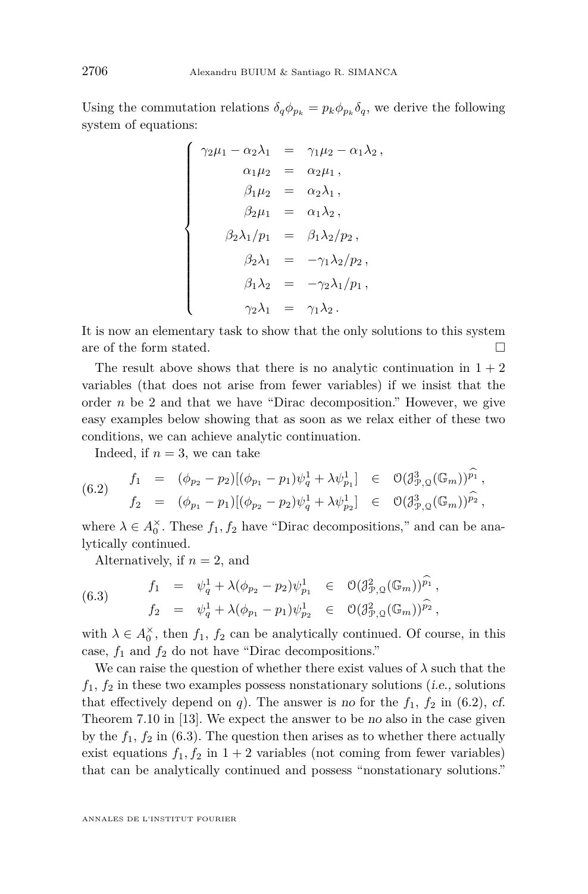Using the commutation relations $\delta_q \phi_{p_k} = p_k \phi_{p_k} \delta_q$, we derive the following system of equations:

$$
\left\{
\begin{array}{rcl}
\gamma_2\mu_1 - \alpha_2\lambda_1 & = & \gamma_1\mu_2 - \alpha_1\lambda_2\,, \\
\alpha_1\mu_2 & = & \alpha_2\mu_1\,, \\
\beta_1\mu_2 & = & \alpha_2\lambda_1\,, \\
\beta_2\mu_1 & = & \alpha_1\lambda_2\,, \\
\beta_2\lambda_1/p_1 & = & \beta_1\lambda_2/p_2\,, \\
\beta_2\lambda_1 & = & -\gamma_1\lambda_2/p_2\,, \\
\beta_1\lambda_2 & = & -\gamma_2\lambda_1/p_1\,, \\
\gamma_2\lambda_1 & = & \gamma_1\lambda_2\,.
\end{array}
\right.
$$

It is now an elementary task to show that the only solutions to this system are of the form stated. □

The result above shows that there is no analytic continuation in $1+2$ variables (that does not arise from fewer variables) if we insist that the order $n$ be 2 and that we have "Dirac decomposition." However, we give easy examples below showing that as soon as we relax either of these two conditions, we can achieve analytic continuation.

Indeed, if $n=3$, we can take

$$
\begin{array}{rcl}
f_1 & = & (\phi_{p_2} - p_2)[(\phi_{p_1} - p_1)\psi^1_q + \lambda\psi^1_{p_1}] \quad \in \quad \mathcal{O}(\mathcal{J}^3_{\mathcal{P},\mathcal{Q}}(\mathbb{G}_m))^{\widehat{p_1}}\,, \\
f_2 & = & (\phi_{p_1} - p_1)[(\phi_{p_2} - p_2)\psi^1_q + \lambda\psi^1_{p_2}] \quad \in \quad \mathcal{O}(\mathcal{J}^3_{\mathcal{P},\mathcal{Q}}(\mathbb{G}_m))^{\widehat{p_2}}\,,
\end{array}
\tag{6.2}
$$

where $\lambda \in A_0^\times$. These $f_1, f_2$ have "Dirac decompositions," and can be analytically continued.

Alternatively, if $n=2$, and

$$
\begin{array}{rcl}
f_1 & = & \psi^1_q + \lambda(\phi_{p_2} - p_2)\psi^1_{p_1} \quad \in \quad \mathcal{O}(\mathcal{J}^2_{\mathcal{P},\mathcal{Q}}(\mathbb{G}_m))^{\widehat{p_1}}\,, \\
f_2 & = & \psi^1_q + \lambda(\phi_{p_1} - p_1)\psi^1_{p_2} \quad \in \quad \mathcal{O}(\mathcal{J}^2_{\mathcal{P},\mathcal{Q}}(\mathbb{G}_m))^{\widehat{p_2}}\,,
\end{array}
\tag{6.3}
$$

with $\lambda \in A_0^\times$, then $f_1$, $f_2$ can be analytically continued. Of course, in this case, $f_1$ and $f_2$ do not have "Dirac decompositions."

We can raise the question of whether there exist values of $\lambda$ such that the $f_1$, $f_2$ in these two examples possess nonstationary solutions (*i.e.,* solutions that effectively depend on $q$). The answer is *no* for the $f_1$, $f_2$ in (6.2), *cf.* Theorem 7.10 in [13]. We expect the answer to be *no* also in the case given by the $f_1$, $f_2$ in (6.3). The question then arises as to whether there actually exist equations $f_1, f_2$ in $1+2$ variables (not coming from fewer variables) that can be analytically continued and possess "nonstationary solutions."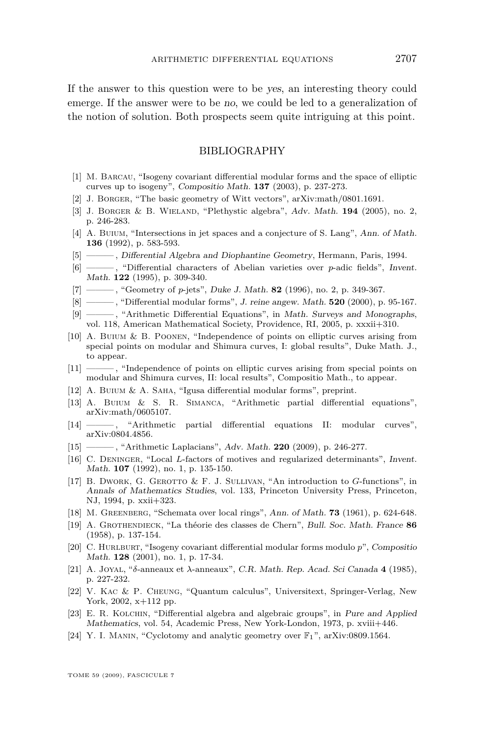If the answer to this question were to be *yes*, an interesting theory could emerge. If the answer were to be *no*, we could be led to a generalization of the notion of solution. Both prospects seem quite intriguing at this point.

## BIBLIOGRAPHY

[1] M. Barcau, "Isogeny covariant differential modular forms and the space of elliptic curves up to isogeny", *Compositio Math.* **137** (2003), p. 237-273.

[2] J. Borger, "The basic geometry of Witt vectors", arXiv:math/0801.1691.

[3] J. Borger & B. Wieland, "Plethystic algebra", *Adv. Math.* **194** (2005), no. 2, p. 246-283.

[4] A. Buium, "Intersections in jet spaces and a conjecture of S. Lang", *Ann. of Math.* **136** (1992), p. 583-593.

[5] ———, *Differential Algebra and Diophantine Geometry*, Hermann, Paris, 1994.

[6] ———, "Differential characters of Abelian varieties over $p$-adic fields", *Invent. Math.* **122** (1995), p. 309-340.

[7] ———, "Geometry of $p$-jets", *Duke J. Math.* **82** (1996), no. 2, p. 349-367.

[8] ———, "Differential modular forms", *J. reine angew. Math.* **520** (2000), p. 95-167.

[9] ———, "Arithmetic Differential Equations", in *Math. Surveys and Monographs*, vol. 118, American Mathematical Society, Providence, RI, 2005, p. xxxii+310.

[10] A. Buium & B. Poonen, "Independence of points on elliptic curves arising from special points on modular and Shimura curves, I: global results", Duke Math. J., to appear.

[11] ———, "Independence of points on elliptic curves arising from special points on modular and Shimura curves, II: local results", Compositio Math., to appear.

[12] A. Buium & A. Saha, "Igusa differential modular forms", preprint.

[13] A. Buium & S. R. Simanca, "Arithmetic partial differential equations", arXiv:math/0605107.

[14] ———, "Arithmetic partial differential equations II: modular curves", arXiv:0804.4856.

[15] ———, "Arithmetic Laplacians", *Adv. Math.* **220** (2009), p. 246-277.

[16] C. Deninger, "Local $L$-factors of motives and regularized determinants", *Invent. Math.* **107** (1992), no. 1, p. 135-150.

[17] B. Dwork, G. Gerotto & F. J. Sullivan, "An introduction to $G$-functions", in *Annals of Mathematics Studies*, vol. 133, Princeton University Press, Princeton, NJ, 1994, p. xxii+323.

[18] M. Greenberg, "Schemata over local rings", *Ann. of Math.* **73** (1961), p. 624-648.

[19] A. Grothendieck, "La théorie des classes de Chern", *Bull. Soc. Math. France* **86** (1958), p. 137-154.

[20] C. Hurlburt, "Isogeny covariant differential modular forms modulo $p$", *Compositio Math.* **128** (2001), no. 1, p. 17-34.

[21] A. Joyal, "$\delta$-anneaux et $\lambda$-anneaux", *C.R. Math. Rep. Acad. Sci Canada* **4** (1985), p. 227-232.

[22] V. Kac & P. Cheung, "Quantum calculus", Universitext, Springer-Verlag, New York, 2002, x+112 pp.

[23] E. R. Kolchin, "Differential algebra and algebraic groups", in *Pure and Applied Mathematics*, vol. 54, Academic Press, New York-London, 1973, p. xviii+446.

[24] Y. I. Manin, "Cyclotomy and analytic geometry over $\mathbb{F}_1$", arXiv:0809.1564.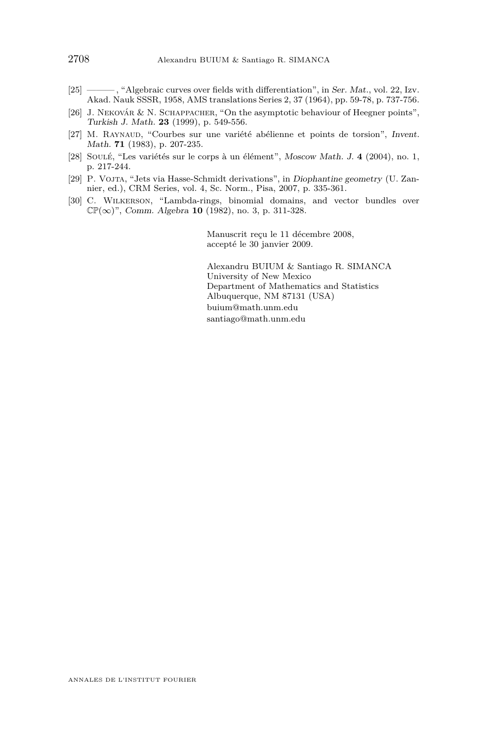[25] ———, “Algebraic curves over fields with differentiation”, in *Ser. Mat.*, vol. 22, Izv. Akad. Nauk SSSR, 1958, AMS translations Series 2, 37 (1964), pp. 59-78, p. 737-756.

[26] J. Nekovár & N. Schappacher, “On the asymptotic behaviour of Heegner points”, *Turkish J. Math.* **23** (1999), p. 549-556.

[27] M. Raynaud, “Courbes sur une variété abélienne et points de torsion”, *Invent. Math.* **71** (1983), p. 207-235.

[28] Soulé, “Les variétés sur le corps à un élément”, *Moscow Math. J.* **4** (2004), no. 1, p. 217-244.

[29] P. Vojta, “Jets via Hasse-Schmidt derivations”, in *Diophantine geometry* (U. Zannier, ed.), CRM Series, vol. 4, Sc. Norm., Pisa, 2007, p. 335-361.

[30] C. Wilkerson, “Lambda-rings, binomial domains, and vector bundles over $\mathbb{CP}(\infty)$”, *Comm. Algebra* **10** (1982), no. 3, p. 311-328.

Manuscrit reçu le 11 décembre 2008,
accepté le 30 janvier 2009.

Alexandru BUIUM & Santiago R. SIMANCA
University of New Mexico
Department of Mathematics and Statistics
Albuquerque, NM 87131 (USA)
buium@math.unm.edu
santiago@math.unm.edu